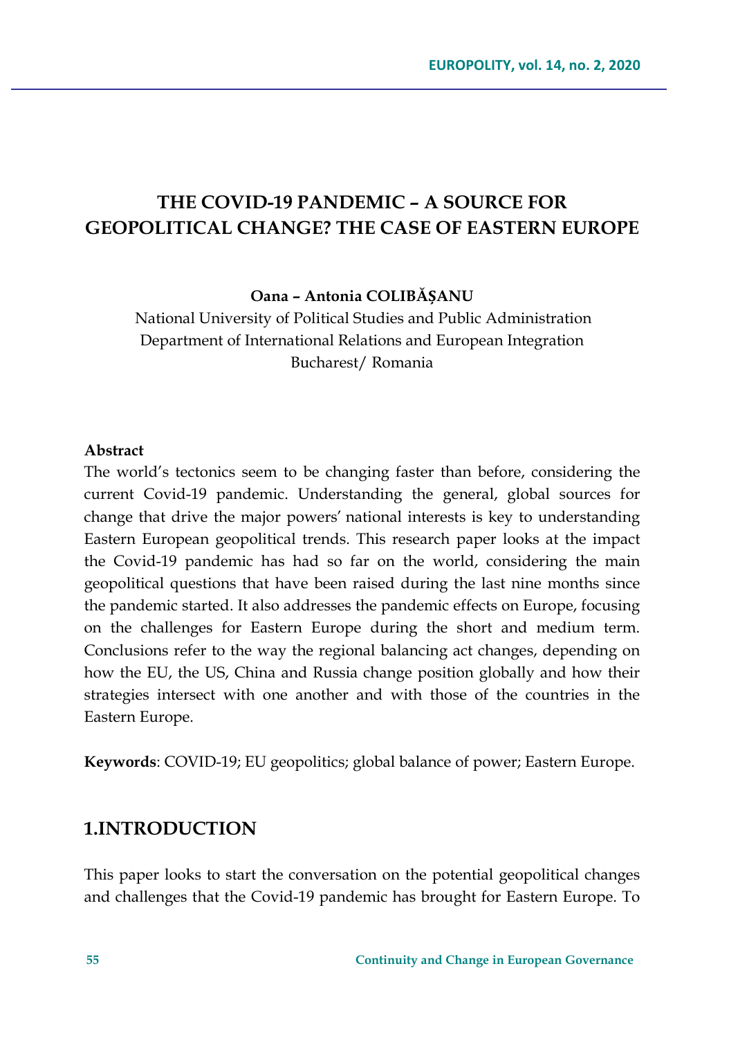# THE COVID-19 PANDEMIC – A SOURCE FOR GEOPOLITICAL CHANGE? THE CASE OF EASTERN EUROPE

**Oana – Antonia COLIBĂŞANU**

National University of Political Studies and Public Administration
Department of International Relations and European Integration
Bucharest/ Romania

**Abstract**

The world's tectonics seem to be changing faster than before, considering the current Covid-19 pandemic. Understanding the general, global sources for change that drive the major powers' national interests is key to understanding Eastern European geopolitical trends. This research paper looks at the impact the Covid-19 pandemic has had so far on the world, considering the main geopolitical questions that have been raised during the last nine months since the pandemic started. It also addresses the pandemic effects on Europe, focusing on the challenges for Eastern Europe during the short and medium term. Conclusions refer to the way the regional balancing act changes, depending on how the EU, the US, China and Russia change position globally and how their strategies intersect with one another and with those of the countries in the Eastern Europe.

**Keywords**: COVID-19; EU geopolitics; global balance of power; Eastern Europe.

## 1.INTRODUCTION

This paper looks to start the conversation on the potential geopolitical changes and challenges that the Covid-19 pandemic has brought for Eastern Europe. To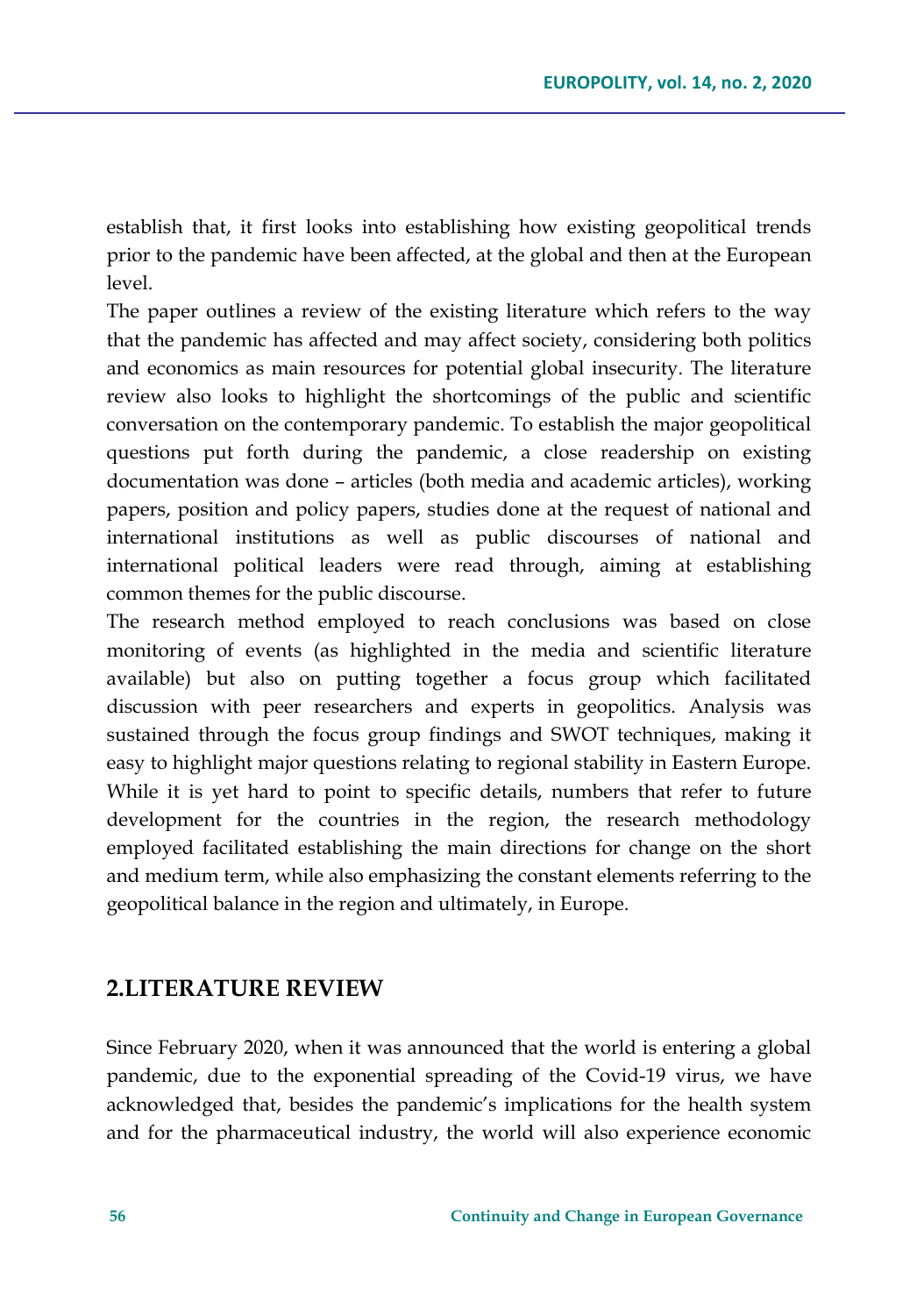establish that, it first looks into establishing how existing geopolitical trends prior to the pandemic have been affected, at the global and then at the European level.

The paper outlines a review of the existing literature which refers to the way that the pandemic has affected and may affect society, considering both politics and economics as main resources for potential global insecurity. The literature review also looks to highlight the shortcomings of the public and scientific conversation on the contemporary pandemic. To establish the major geopolitical questions put forth during the pandemic, a close readership on existing documentation was done – articles (both media and academic articles), working papers, position and policy papers, studies done at the request of national and international institutions as well as public discourses of national and international political leaders were read through, aiming at establishing common themes for the public discourse.

The research method employed to reach conclusions was based on close monitoring of events (as highlighted in the media and scientific literature available) but also on putting together a focus group which facilitated discussion with peer researchers and experts in geopolitics. Analysis was sustained through the focus group findings and SWOT techniques, making it easy to highlight major questions relating to regional stability in Eastern Europe. While it is yet hard to point to specific details, numbers that refer to future development for the countries in the region, the research methodology employed facilitated establishing the main directions for change on the short and medium term, while also emphasizing the constant elements referring to the geopolitical balance in the region and ultimately, in Europe.

## 2.LITERATURE REVIEW

Since February 2020, when it was announced that the world is entering a global pandemic, due to the exponential spreading of the Covid-19 virus, we have acknowledged that, besides the pandemic's implications for the health system and for the pharmaceutical industry, the world will also experience economic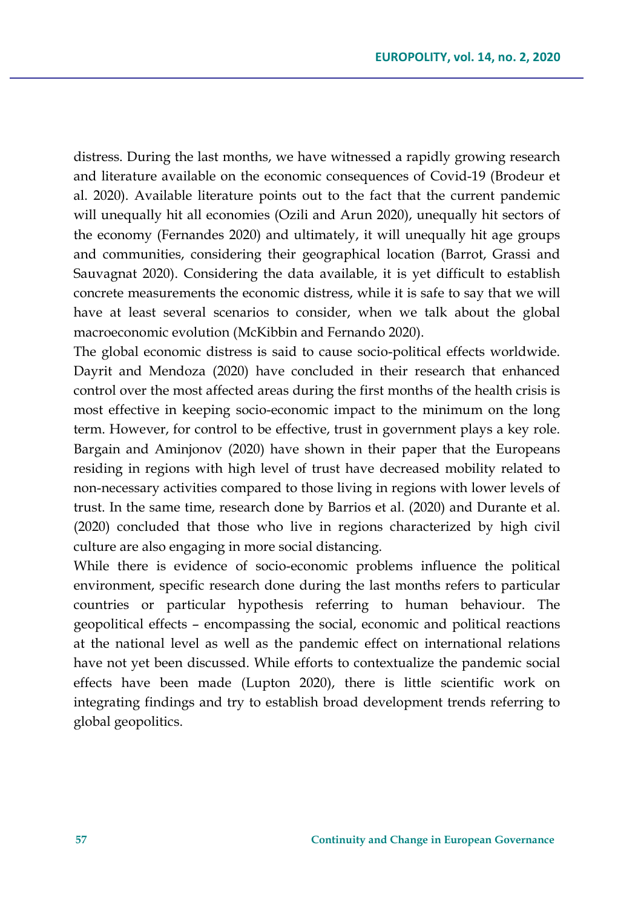distress. During the last months, we have witnessed a rapidly growing research and literature available on the economic consequences of Covid-19 (Brodeur et al. 2020). Available literature points out to the fact that the current pandemic will unequally hit all economies (Ozili and Arun 2020), unequally hit sectors of the economy (Fernandes 2020) and ultimately, it will unequally hit age groups and communities, considering their geographical location (Barrot, Grassi and Sauvagnat 2020). Considering the data available, it is yet difficult to establish concrete measurements the economic distress, while it is safe to say that we will have at least several scenarios to consider, when we talk about the global macroeconomic evolution (McKibbin and Fernando 2020).

The global economic distress is said to cause socio-political effects worldwide. Dayrit and Mendoza (2020) have concluded in their research that enhanced control over the most affected areas during the first months of the health crisis is most effective in keeping socio-economic impact to the minimum on the long term. However, for control to be effective, trust in government plays a key role. Bargain and Aminjonov (2020) have shown in their paper that the Europeans residing in regions with high level of trust have decreased mobility related to non-necessary activities compared to those living in regions with lower levels of trust. In the same time, research done by Barrios et al. (2020) and Durante et al. (2020) concluded that those who live in regions characterized by high civil culture are also engaging in more social distancing.

While there is evidence of socio-economic problems influence the political environment, specific research done during the last months refers to particular countries or particular hypothesis referring to human behaviour. The geopolitical effects – encompassing the social, economic and political reactions at the national level as well as the pandemic effect on international relations have not yet been discussed. While efforts to contextualize the pandemic social effects have been made (Lupton 2020), there is little scientific work on integrating findings and try to establish broad development trends referring to global geopolitics.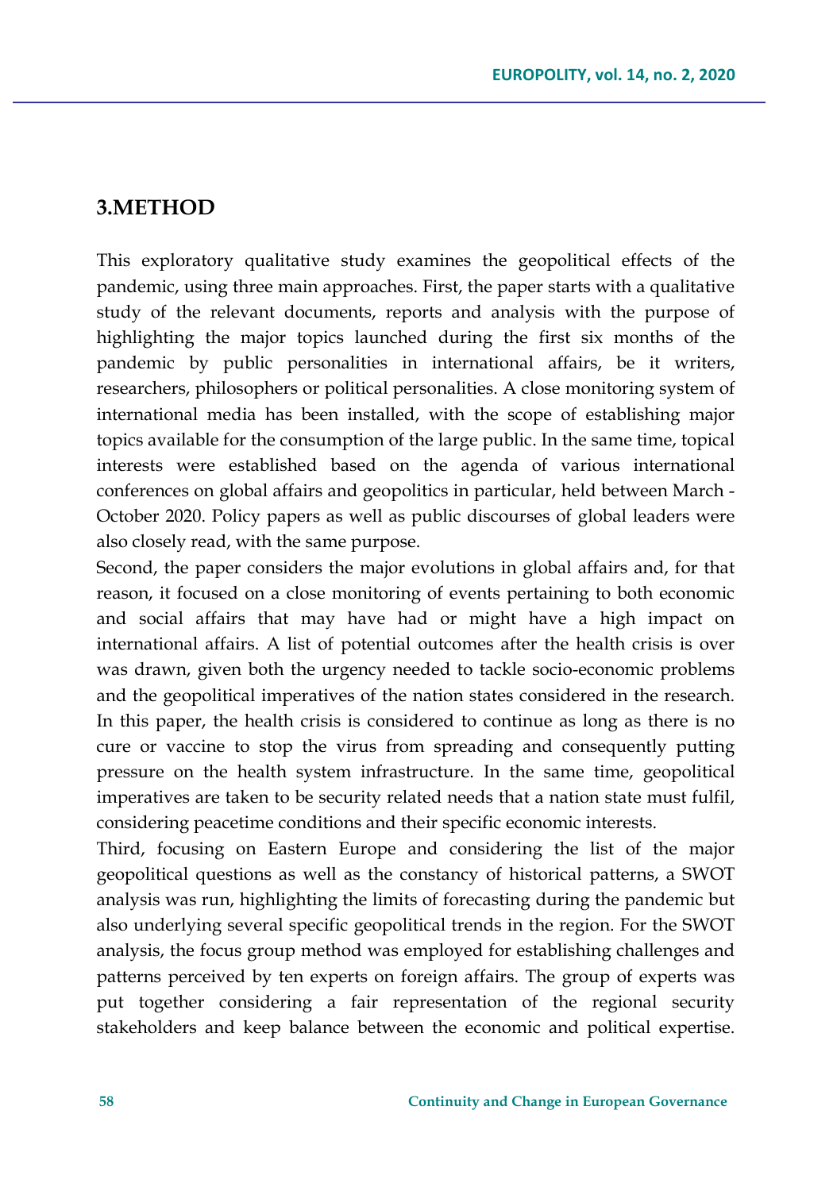## 3.METHOD

This exploratory qualitative study examines the geopolitical effects of the pandemic, using three main approaches. First, the paper starts with a qualitative study of the relevant documents, reports and analysis with the purpose of highlighting the major topics launched during the first six months of the pandemic by public personalities in international affairs, be it writers, researchers, philosophers or political personalities. A close monitoring system of international media has been installed, with the scope of establishing major topics available for the consumption of the large public. In the same time, topical interests were established based on the agenda of various international conferences on global affairs and geopolitics in particular, held between March - October 2020. Policy papers as well as public discourses of global leaders were also closely read, with the same purpose.

Second, the paper considers the major evolutions in global affairs and, for that reason, it focused on a close monitoring of events pertaining to both economic and social affairs that may have had or might have a high impact on international affairs. A list of potential outcomes after the health crisis is over was drawn, given both the urgency needed to tackle socio-economic problems and the geopolitical imperatives of the nation states considered in the research. In this paper, the health crisis is considered to continue as long as there is no cure or vaccine to stop the virus from spreading and consequently putting pressure on the health system infrastructure. In the same time, geopolitical imperatives are taken to be security related needs that a nation state must fulfil, considering peacetime conditions and their specific economic interests.

Third, focusing on Eastern Europe and considering the list of the major geopolitical questions as well as the constancy of historical patterns, a SWOT analysis was run, highlighting the limits of forecasting during the pandemic but also underlying several specific geopolitical trends in the region. For the SWOT analysis, the focus group method was employed for establishing challenges and patterns perceived by ten experts on foreign affairs. The group of experts was put together considering a fair representation of the regional security stakeholders and keep balance between the economic and political expertise.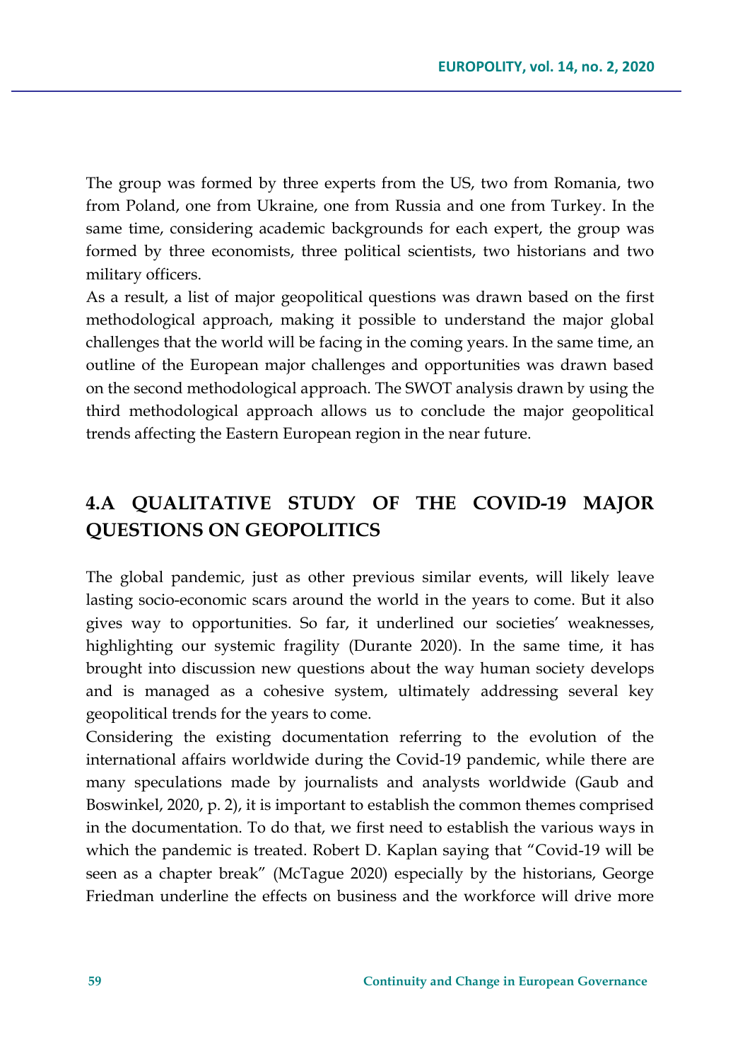The group was formed by three experts from the US, two from Romania, two from Poland, one from Ukraine, one from Russia and one from Turkey. In the same time, considering academic backgrounds for each expert, the group was formed by three economists, three political scientists, two historians and two military officers.

As a result, a list of major geopolitical questions was drawn based on the first methodological approach, making it possible to understand the major global challenges that the world will be facing in the coming years. In the same time, an outline of the European major challenges and opportunities was drawn based on the second methodological approach. The SWOT analysis drawn by using the third methodological approach allows us to conclude the major geopolitical trends affecting the Eastern European region in the near future.

## 4.A QUALITATIVE STUDY OF THE COVID-19 MAJOR QUESTIONS ON GEOPOLITICS

The global pandemic, just as other previous similar events, will likely leave lasting socio-economic scars around the world in the years to come. But it also gives way to opportunities. So far, it underlined our societies' weaknesses, highlighting our systemic fragility (Durante 2020). In the same time, it has brought into discussion new questions about the way human society develops and is managed as a cohesive system, ultimately addressing several key geopolitical trends for the years to come.

Considering the existing documentation referring to the evolution of the international affairs worldwide during the Covid-19 pandemic, while there are many speculations made by journalists and analysts worldwide (Gaub and Boswinkel, 2020, p. 2), it is important to establish the common themes comprised in the documentation. To do that, we first need to establish the various ways in which the pandemic is treated. Robert D. Kaplan saying that "Covid-19 will be seen as a chapter break" (McTague 2020) especially by the historians, George Friedman underline the effects on business and the workforce will drive more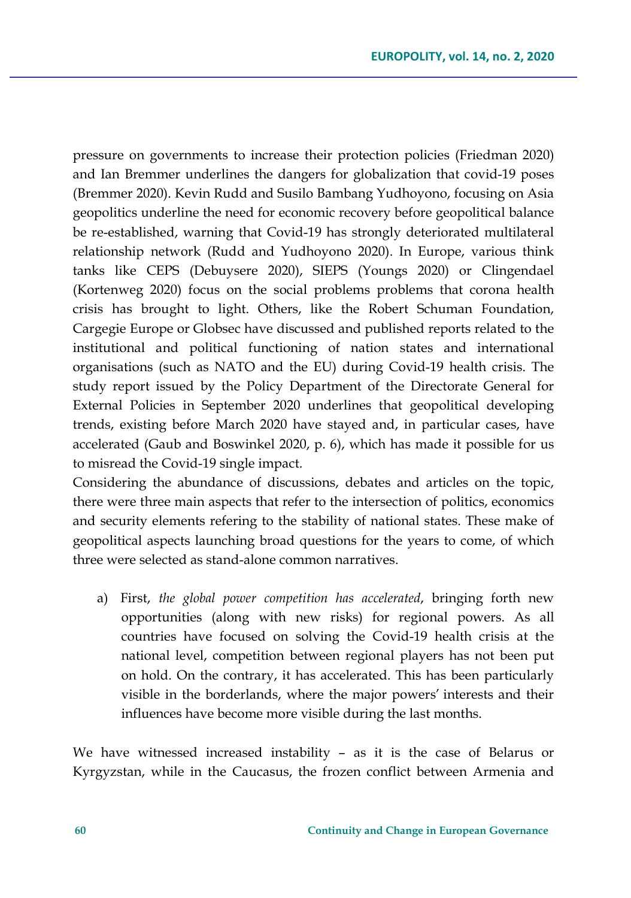pressure on governments to increase their protection policies (Friedman 2020) and Ian Bremmer underlines the dangers for globalization that covid-19 poses (Bremmer 2020). Kevin Rudd and Susilo Bambang Yudhoyono, focusing on Asia geopolitics underline the need for economic recovery before geopolitical balance be re-established, warning that Covid-19 has strongly deteriorated multilateral relationship network (Rudd and Yudhoyono 2020). In Europe, various think tanks like CEPS (Debuysere 2020), SIEPS (Youngs 2020) or Clingendael (Kortenweg 2020) focus on the social problems problems that corona health crisis has brought to light. Others, like the Robert Schuman Foundation, Cargegie Europe or Globsec have discussed and published reports related to the institutional and political functioning of nation states and international organisations (such as NATO and the EU) during Covid-19 health crisis. The study report issued by the Policy Department of the Directorate General for External Policies in September 2020 underlines that geopolitical developing trends, existing before March 2020 have stayed and, in particular cases, have accelerated (Gaub and Boswinkel 2020, p. 6), which has made it possible for us to misread the Covid-19 single impact.

Considering the abundance of discussions, debates and articles on the topic, there were three main aspects that refer to the intersection of politics, economics and security elements refering to the stability of national states. These make of geopolitical aspects launching broad questions for the years to come, of which three were selected as stand-alone common narratives.

a) First, *the global power competition has accelerated*, bringing forth new opportunities (along with new risks) for regional powers. As all countries have focused on solving the Covid-19 health crisis at the national level, competition between regional players has not been put on hold. On the contrary, it has accelerated. This has been particularly visible in the borderlands, where the major powers' interests and their influences have become more visible during the last months.

We have witnessed increased instability – as it is the case of Belarus or Kyrgyzstan, while in the Caucasus, the frozen conflict between Armenia and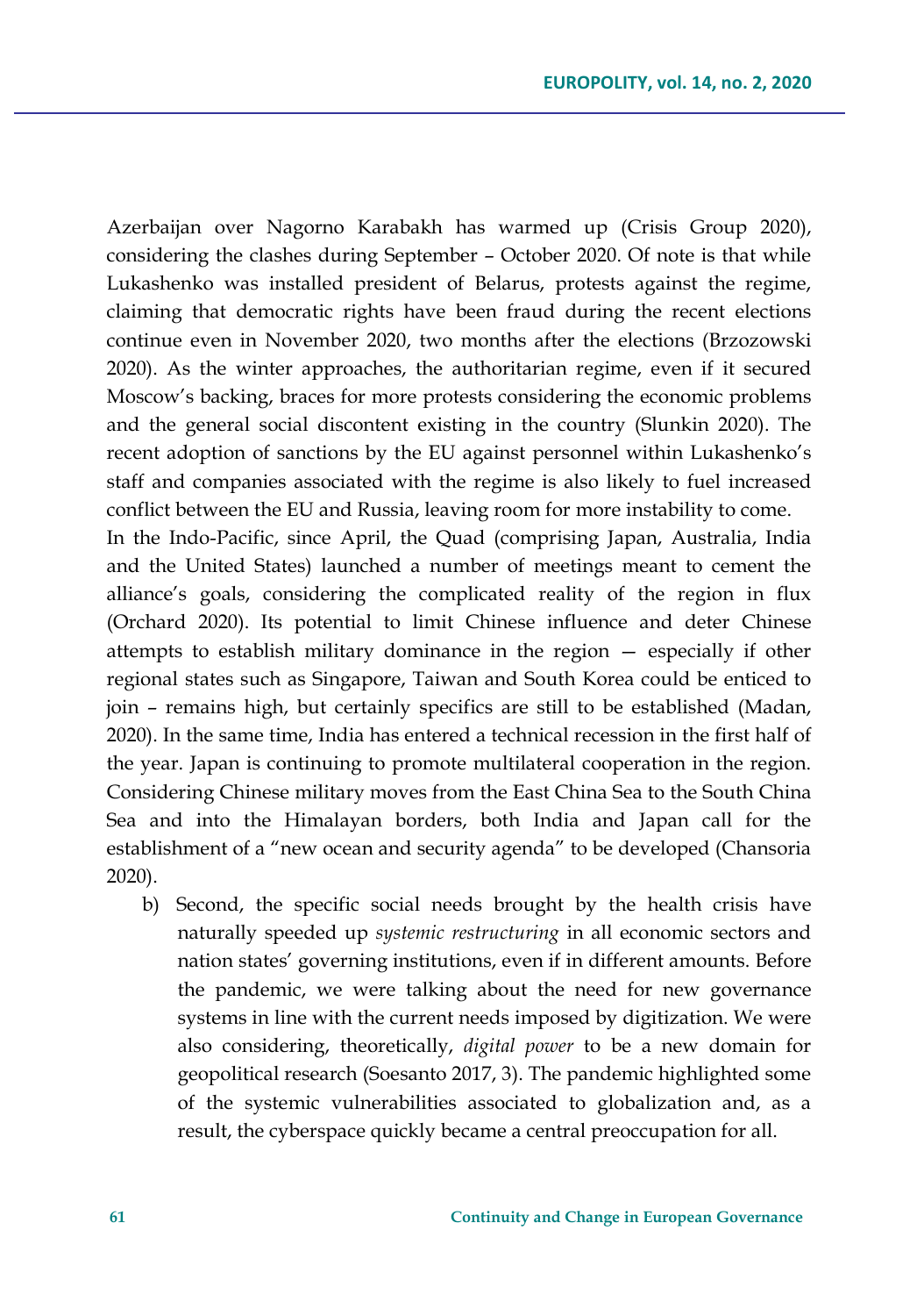Azerbaijan over Nagorno Karabakh has warmed up (Crisis Group 2020), considering the clashes during September – October 2020. Of note is that while Lukashenko was installed president of Belarus, protests against the regime, claiming that democratic rights have been fraud during the recent elections continue even in November 2020, two months after the elections (Brzozowski 2020). As the winter approaches, the authoritarian regime, even if it secured Moscow's backing, braces for more protests considering the economic problems and the general social discontent existing in the country (Slunkin 2020). The recent adoption of sanctions by the EU against personnel within Lukashenko's staff and companies associated with the regime is also likely to fuel increased conflict between the EU and Russia, leaving room for more instability to come.

In the Indo-Pacific, since April, the Quad (comprising Japan, Australia, India and the United States) launched a number of meetings meant to cement the alliance's goals, considering the complicated reality of the region in flux (Orchard 2020). Its potential to limit Chinese influence and deter Chinese attempts to establish military dominance in the region — especially if other regional states such as Singapore, Taiwan and South Korea could be enticed to join – remains high, but certainly specifics are still to be established (Madan, 2020). In the same time, India has entered a technical recession in the first half of the year. Japan is continuing to promote multilateral cooperation in the region. Considering Chinese military moves from the East China Sea to the South China Sea and into the Himalayan borders, both India and Japan call for the establishment of a "new ocean and security agenda" to be developed (Chansoria 2020).

b) Second, the specific social needs brought by the health crisis have naturally speeded up *systemic restructuring* in all economic sectors and nation states' governing institutions, even if in different amounts. Before the pandemic, we were talking about the need for new governance systems in line with the current needs imposed by digitization. We were also considering, theoretically, *digital power* to be a new domain for geopolitical research (Soesanto 2017, 3). The pandemic highlighted some of the systemic vulnerabilities associated to globalization and, as a result, the cyberspace quickly became a central preoccupation for all.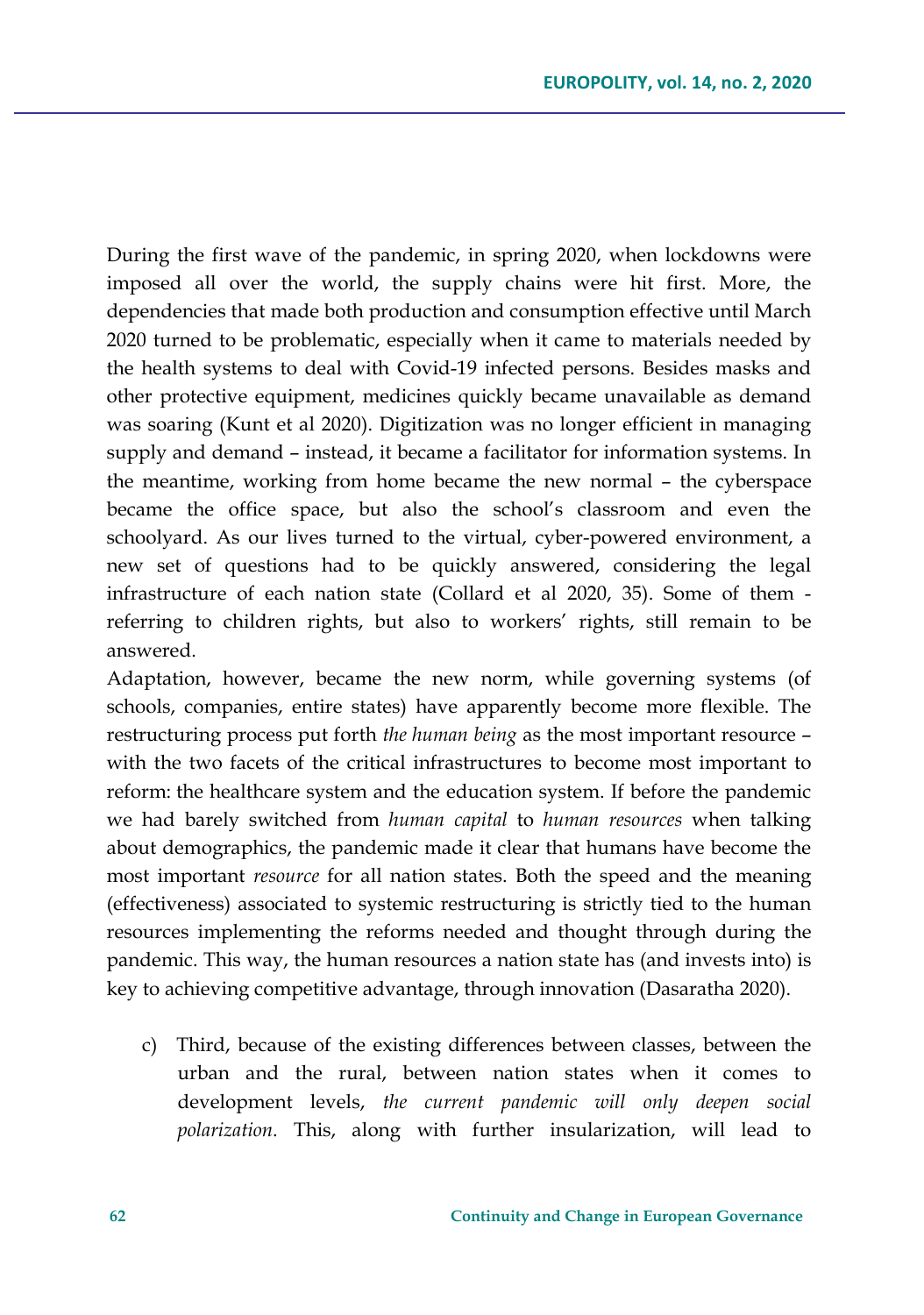During the first wave of the pandemic, in spring 2020, when lockdowns were imposed all over the world, the supply chains were hit first. More, the dependencies that made both production and consumption effective until March 2020 turned to be problematic, especially when it came to materials needed by the health systems to deal with Covid-19 infected persons. Besides masks and other protective equipment, medicines quickly became unavailable as demand was soaring (Kunt et al 2020). Digitization was no longer efficient in managing supply and demand – instead, it became a facilitator for information systems. In the meantime, working from home became the new normal – the cyberspace became the office space, but also the school's classroom and even the schoolyard. As our lives turned to the virtual, cyber-powered environment, a new set of questions had to be quickly answered, considering the legal infrastructure of each nation state (Collard et al 2020, 35). Some of them - referring to children rights, but also to workers' rights, still remain to be answered.

Adaptation, however, became the new norm, while governing systems (of schools, companies, entire states) have apparently become more flexible. The restructuring process put forth *the human being* as the most important resource – with the two facets of the critical infrastructures to become most important to reform: the healthcare system and the education system. If before the pandemic we had barely switched from *human capital* to *human resources* when talking about demographics, the pandemic made it clear that humans have become the most important *resource* for all nation states. Both the speed and the meaning (effectiveness) associated to systemic restructuring is strictly tied to the human resources implementing the reforms needed and thought through during the pandemic. This way, the human resources a nation state has (and invests into) is key to achieving competitive advantage, through innovation (Dasaratha 2020).

c) Third, because of the existing differences between classes, between the urban and the rural, between nation states when it comes to development levels, *the current pandemic will only deepen social polarization*. This, along with further insularization, will lead to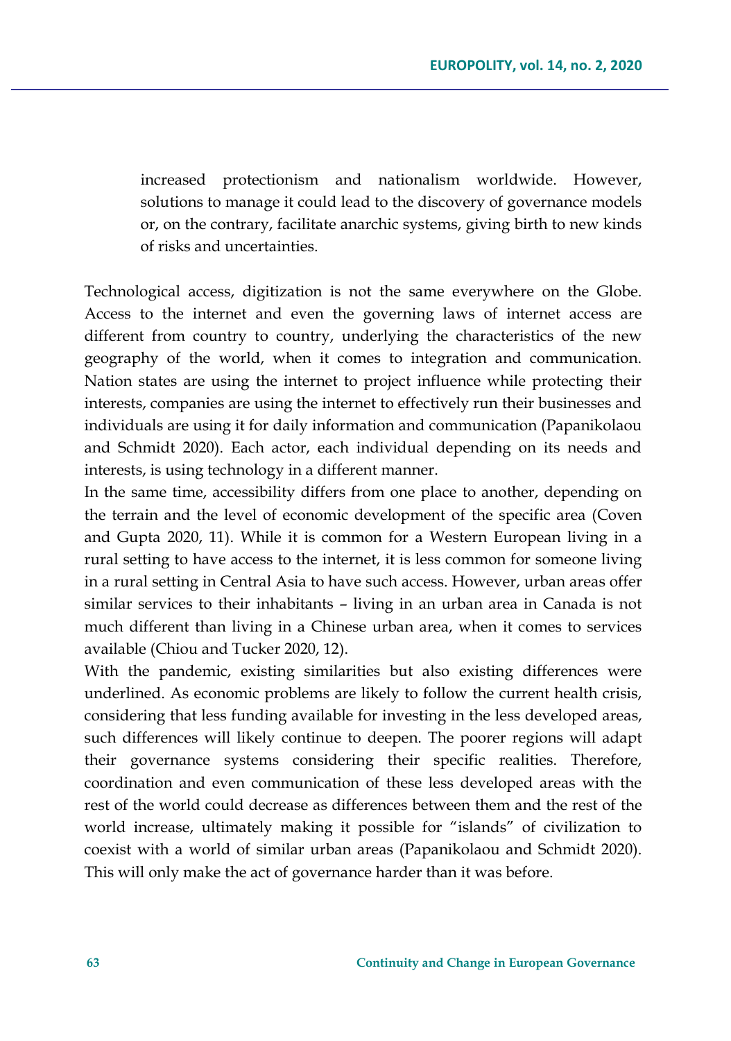increased protectionism and nationalism worldwide. However, solutions to manage it could lead to the discovery of governance models or, on the contrary, facilitate anarchic systems, giving birth to new kinds of risks and uncertainties.

Technological access, digitization is not the same everywhere on the Globe. Access to the internet and even the governing laws of internet access are different from country to country, underlying the characteristics of the new geography of the world, when it comes to integration and communication. Nation states are using the internet to project influence while protecting their interests, companies are using the internet to effectively run their businesses and individuals are using it for daily information and communication (Papanikolaou and Schmidt 2020). Each actor, each individual depending on its needs and interests, is using technology in a different manner.

In the same time, accessibility differs from one place to another, depending on the terrain and the level of economic development of the specific area (Coven and Gupta 2020, 11). While it is common for a Western European living in a rural setting to have access to the internet, it is less common for someone living in a rural setting in Central Asia to have such access. However, urban areas offer similar services to their inhabitants – living in an urban area in Canada is not much different than living in a Chinese urban area, when it comes to services available (Chiou and Tucker 2020, 12).

With the pandemic, existing similarities but also existing differences were underlined. As economic problems are likely to follow the current health crisis, considering that less funding available for investing in the less developed areas, such differences will likely continue to deepen. The poorer regions will adapt their governance systems considering their specific realities. Therefore, coordination and even communication of these less developed areas with the rest of the world could decrease as differences between them and the rest of the world increase, ultimately making it possible for "islands" of civilization to coexist with a world of similar urban areas (Papanikolaou and Schmidt 2020). This will only make the act of governance harder than it was before.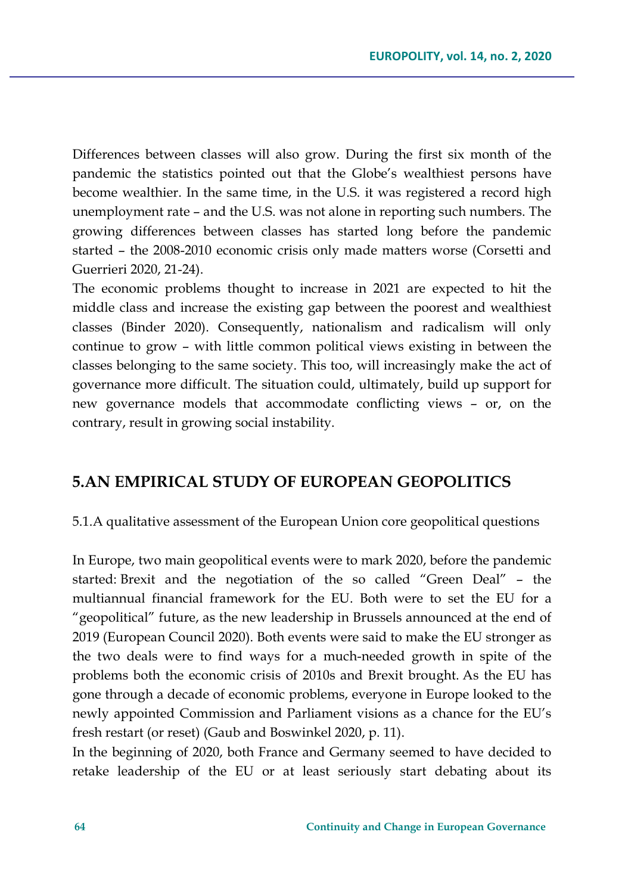Differences between classes will also grow. During the first six month of the pandemic the statistics pointed out that the Globe's wealthiest persons have become wealthier. In the same time, in the U.S. it was registered a record high unemployment rate – and the U.S. was not alone in reporting such numbers. The growing differences between classes has started long before the pandemic started – the 2008-2010 economic crisis only made matters worse (Corsetti and Guerrieri 2020, 21-24).

The economic problems thought to increase in 2021 are expected to hit the middle class and increase the existing gap between the poorest and wealthiest classes (Binder 2020). Consequently, nationalism and radicalism will only continue to grow – with little common political views existing in between the classes belonging to the same society. This too, will increasingly make the act of governance more difficult. The situation could, ultimately, build up support for new governance models that accommodate conflicting views – or, on the contrary, result in growing social instability.

## 5.AN EMPIRICAL STUDY OF EUROPEAN GEOPOLITICS

### 5.1.A qualitative assessment of the European Union core geopolitical questions

In Europe, two main geopolitical events were to mark 2020, before the pandemic started: Brexit and the negotiation of the so called "Green Deal" – the multiannual financial framework for the EU. Both were to set the EU for a "geopolitical" future, as the new leadership in Brussels announced at the end of 2019 (European Council 2020). Both events were said to make the EU stronger as the two deals were to find ways for a much-needed growth in spite of the problems both the economic crisis of 2010s and Brexit brought. As the EU has gone through a decade of economic problems, everyone in Europe looked to the newly appointed Commission and Parliament visions as a chance for the EU's fresh restart (or reset) (Gaub and Boswinkel 2020, p. 11).

In the beginning of 2020, both France and Germany seemed to have decided to retake leadership of the EU or at least seriously start debating about its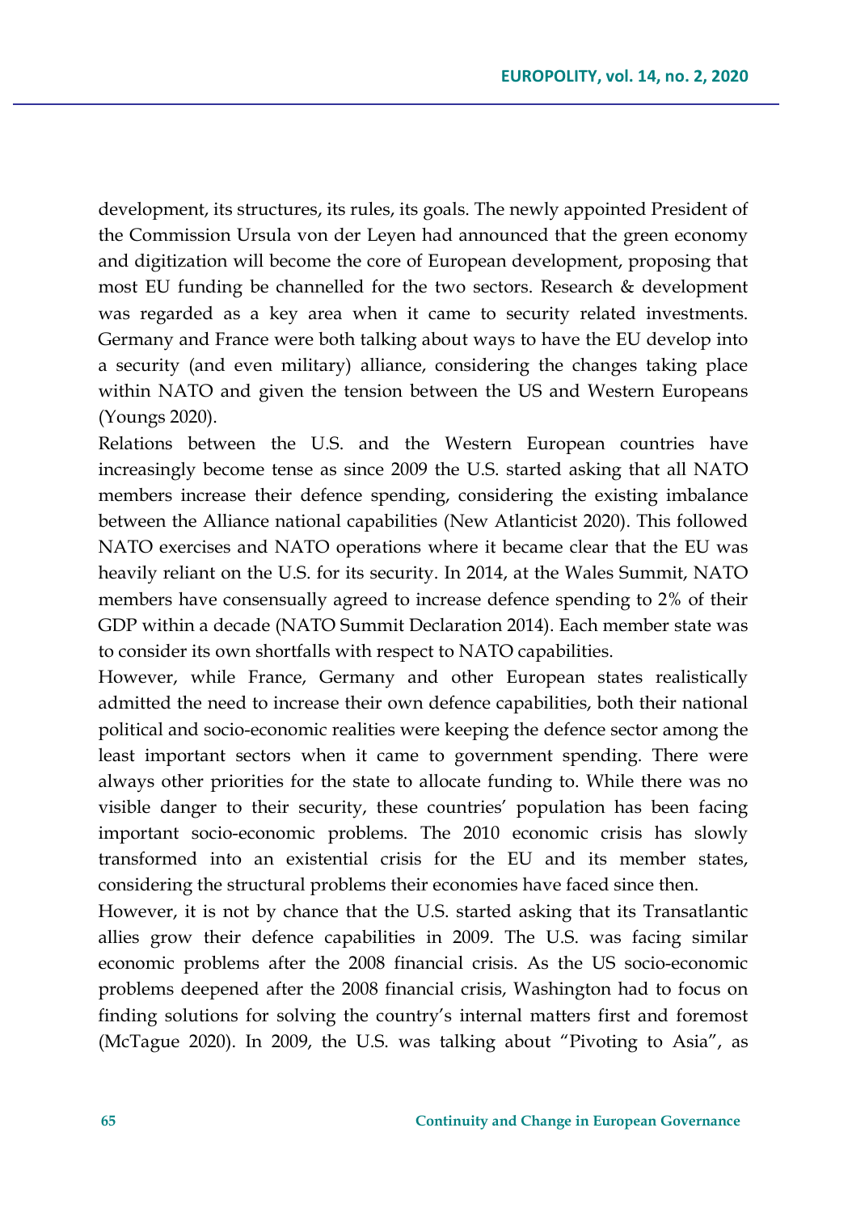development, its structures, its rules, its goals. The newly appointed President of the Commission Ursula von der Leyen had announced that the green economy and digitization will become the core of European development, proposing that most EU funding be channelled for the two sectors. Research & development was regarded as a key area when it came to security related investments. Germany and France were both talking about ways to have the EU develop into a security (and even military) alliance, considering the changes taking place within NATO and given the tension between the US and Western Europeans (Youngs 2020).

Relations between the U.S. and the Western European countries have increasingly become tense as since 2009 the U.S. started asking that all NATO members increase their defence spending, considering the existing imbalance between the Alliance national capabilities (New Atlanticist 2020). This followed NATO exercises and NATO operations where it became clear that the EU was heavily reliant on the U.S. for its security. In 2014, at the Wales Summit, NATO members have consensually agreed to increase defence spending to 2% of their GDP within a decade (NATO Summit Declaration 2014). Each member state was to consider its own shortfalls with respect to NATO capabilities.

However, while France, Germany and other European states realistically admitted the need to increase their own defence capabilities, both their national political and socio-economic realities were keeping the defence sector among the least important sectors when it came to government spending. There were always other priorities for the state to allocate funding to. While there was no visible danger to their security, these countries' population has been facing important socio-economic problems. The 2010 economic crisis has slowly transformed into an existential crisis for the EU and its member states, considering the structural problems their economies have faced since then.

However, it is not by chance that the U.S. started asking that its Transatlantic allies grow their defence capabilities in 2009. The U.S. was facing similar economic problems after the 2008 financial crisis. As the US socio-economic problems deepened after the 2008 financial crisis, Washington had to focus on finding solutions for solving the country's internal matters first and foremost (McTague 2020). In 2009, the U.S. was talking about "Pivoting to Asia", as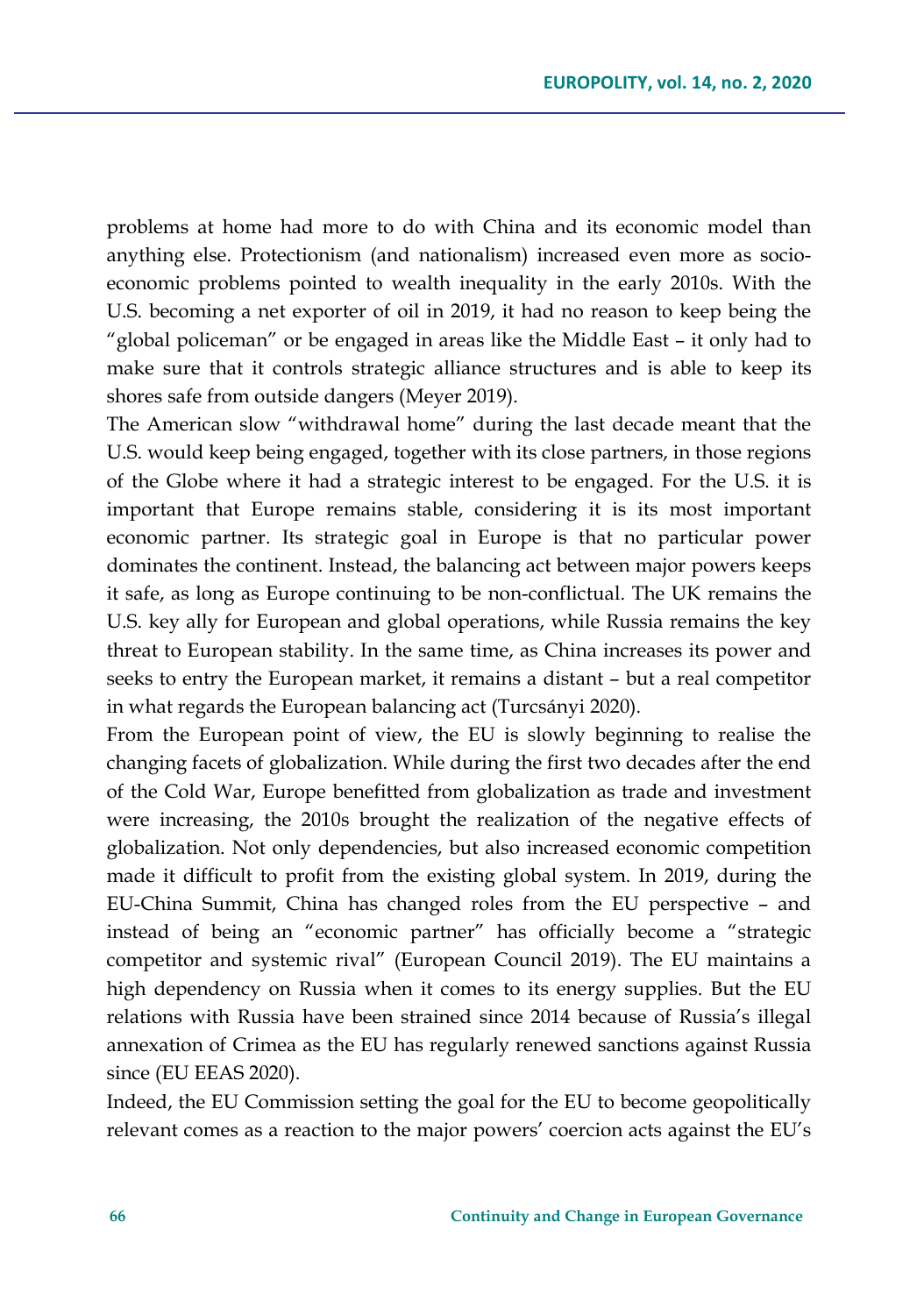problems at home had more to do with China and its economic model than anything else. Protectionism (and nationalism) increased even more as socio-economic problems pointed to wealth inequality in the early 2010s. With the U.S. becoming a net exporter of oil in 2019, it had no reason to keep being the "global policeman" or be engaged in areas like the Middle East – it only had to make sure that it controls strategic alliance structures and is able to keep its shores safe from outside dangers (Meyer 2019).

The American slow "withdrawal home" during the last decade meant that the U.S. would keep being engaged, together with its close partners, in those regions of the Globe where it had a strategic interest to be engaged. For the U.S. it is important that Europe remains stable, considering it is its most important economic partner. Its strategic goal in Europe is that no particular power dominates the continent. Instead, the balancing act between major powers keeps it safe, as long as Europe continuing to be non-conflictual. The UK remains the U.S. key ally for European and global operations, while Russia remains the key threat to European stability. In the same time, as China increases its power and seeks to entry the European market, it remains a distant – but a real competitor in what regards the European balancing act (Turcsányi 2020).

From the European point of view, the EU is slowly beginning to realise the changing facets of globalization. While during the first two decades after the end of the Cold War, Europe benefitted from globalization as trade and investment were increasing, the 2010s brought the realization of the negative effects of globalization. Not only dependencies, but also increased economic competition made it difficult to profit from the existing global system. In 2019, during the EU-China Summit, China has changed roles from the EU perspective – and instead of being an "economic partner" has officially become a "strategic competitor and systemic rival" (European Council 2019). The EU maintains a high dependency on Russia when it comes to its energy supplies. But the EU relations with Russia have been strained since 2014 because of Russia's illegal annexation of Crimea as the EU has regularly renewed sanctions against Russia since (EU EEAS 2020).

Indeed, the EU Commission setting the goal for the EU to become geopolitically relevant comes as a reaction to the major powers' coercion acts against the EU's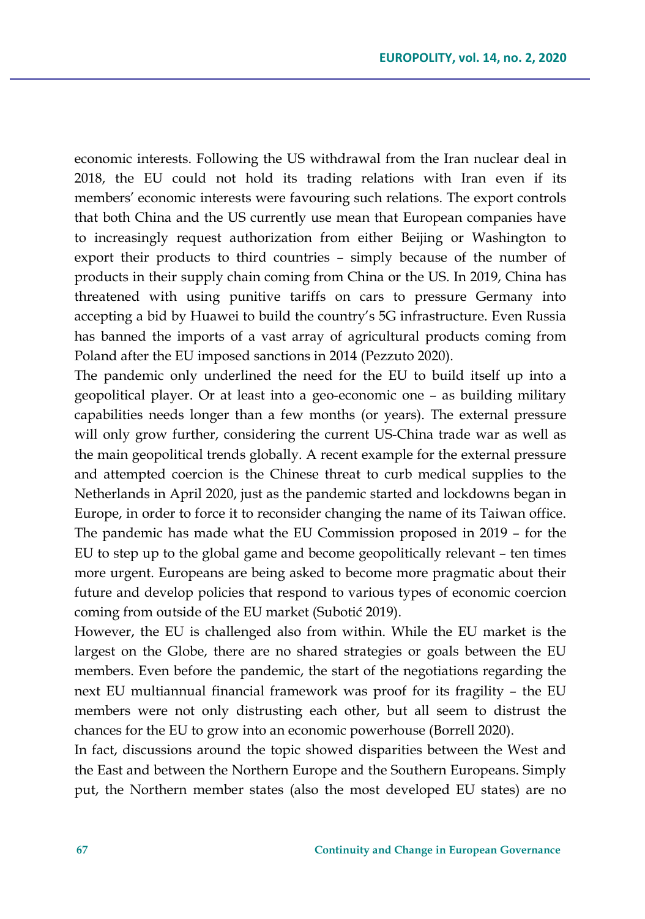economic interests. Following the US withdrawal from the Iran nuclear deal in 2018, the EU could not hold its trading relations with Iran even if its members' economic interests were favouring such relations. The export controls that both China and the US currently use mean that European companies have to increasingly request authorization from either Beijing or Washington to export their products to third countries – simply because of the number of products in their supply chain coming from China or the US. In 2019, China has threatened with using punitive tariffs on cars to pressure Germany into accepting a bid by Huawei to build the country's 5G infrastructure. Even Russia has banned the imports of a vast array of agricultural products coming from Poland after the EU imposed sanctions in 2014 (Pezzuto 2020).

The pandemic only underlined the need for the EU to build itself up into a geopolitical player. Or at least into a geo-economic one – as building military capabilities needs longer than a few months (or years). The external pressure will only grow further, considering the current US-China trade war as well as the main geopolitical trends globally. A recent example for the external pressure and attempted coercion is the Chinese threat to curb medical supplies to the Netherlands in April 2020, just as the pandemic started and lockdowns began in Europe, in order to force it to reconsider changing the name of its Taiwan office. The pandemic has made what the EU Commission proposed in 2019 – for the EU to step up to the global game and become geopolitically relevant – ten times more urgent. Europeans are being asked to become more pragmatic about their future and develop policies that respond to various types of economic coercion coming from outside of the EU market (Subotić 2019).

However, the EU is challenged also from within. While the EU market is the largest on the Globe, there are no shared strategies or goals between the EU members. Even before the pandemic, the start of the negotiations regarding the next EU multiannual financial framework was proof for its fragility – the EU members were not only distrusting each other, but all seem to distrust the chances for the EU to grow into an economic powerhouse (Borrell 2020).

In fact, discussions around the topic showed disparities between the West and the East and between the Northern Europe and the Southern Europeans. Simply put, the Northern member states (also the most developed EU states) are no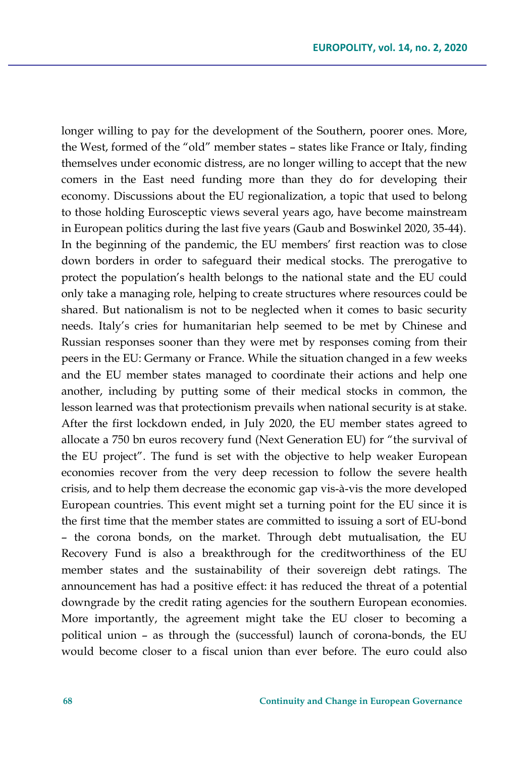longer willing to pay for the development of the Southern, poorer ones. More, the West, formed of the "old" member states – states like France or Italy, finding themselves under economic distress, are no longer willing to accept that the new comers in the East need funding more than they do for developing their economy. Discussions about the EU regionalization, a topic that used to belong to those holding Eurosceptic views several years ago, have become mainstream in European politics during the last five years (Gaub and Boswinkel 2020, 35-44). In the beginning of the pandemic, the EU members' first reaction was to close down borders in order to safeguard their medical stocks. The prerogative to protect the population's health belongs to the national state and the EU could only take a managing role, helping to create structures where resources could be shared. But nationalism is not to be neglected when it comes to basic security needs. Italy's cries for humanitarian help seemed to be met by Chinese and Russian responses sooner than they were met by responses coming from their peers in the EU: Germany or France. While the situation changed in a few weeks and the EU member states managed to coordinate their actions and help one another, including by putting some of their medical stocks in common, the lesson learned was that protectionism prevails when national security is at stake. After the first lockdown ended, in July 2020, the EU member states agreed to allocate a 750 bn euros recovery fund (Next Generation EU) for "the survival of the EU project". The fund is set with the objective to help weaker European economies recover from the very deep recession to follow the severe health crisis, and to help them decrease the economic gap vis-à-vis the more developed European countries. This event might set a turning point for the EU since it is the first time that the member states are committed to issuing a sort of EU-bond – the corona bonds, on the market. Through debt mutualisation, the EU Recovery Fund is also a breakthrough for the creditworthiness of the EU member states and the sustainability of their sovereign debt ratings. The announcement has had a positive effect: it has reduced the threat of a potential downgrade by the credit rating agencies for the southern European economies. More importantly, the agreement might take the EU closer to becoming a political union – as through the (successful) launch of corona-bonds, the EU would become closer to a fiscal union than ever before. The euro could also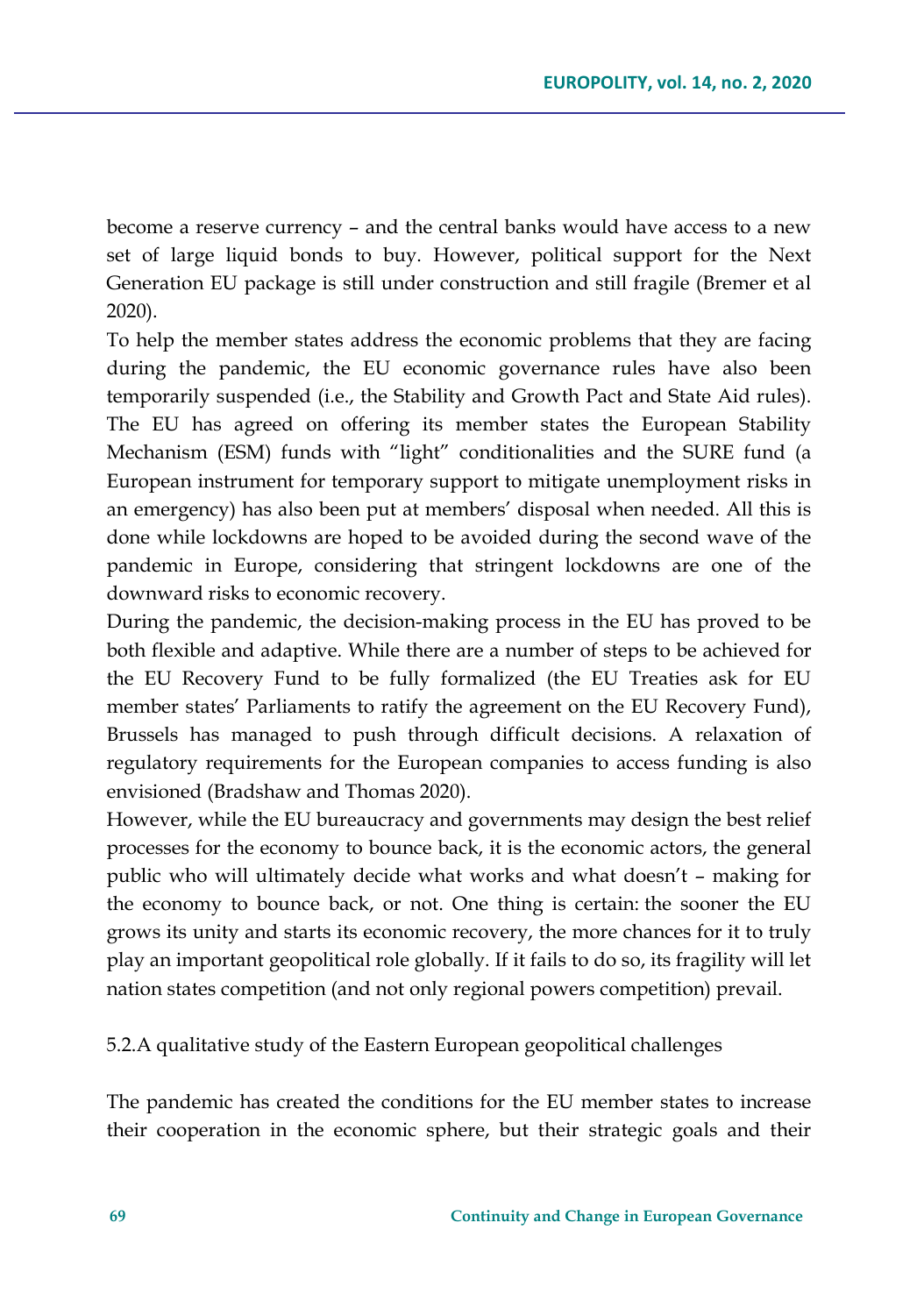become a reserve currency – and the central banks would have access to a new set of large liquid bonds to buy. However, political support for the Next Generation EU package is still under construction and still fragile (Bremer et al 2020).

To help the member states address the economic problems that they are facing during the pandemic, the EU economic governance rules have also been temporarily suspended (i.e., the Stability and Growth Pact and State Aid rules). The EU has agreed on offering its member states the European Stability Mechanism (ESM) funds with "light" conditionalities and the SURE fund (a European instrument for temporary support to mitigate unemployment risks in an emergency) has also been put at members' disposal when needed. All this is done while lockdowns are hoped to be avoided during the second wave of the pandemic in Europe, considering that stringent lockdowns are one of the downward risks to economic recovery.

During the pandemic, the decision-making process in the EU has proved to be both flexible and adaptive. While there are a number of steps to be achieved for the EU Recovery Fund to be fully formalized (the EU Treaties ask for EU member states' Parliaments to ratify the agreement on the EU Recovery Fund), Brussels has managed to push through difficult decisions. A relaxation of regulatory requirements for the European companies to access funding is also envisioned (Bradshaw and Thomas 2020).

However, while the EU bureaucracy and governments may design the best relief processes for the economy to bounce back, it is the economic actors, the general public who will ultimately decide what works and what doesn't – making for the economy to bounce back, or not. One thing is certain: the sooner the EU grows its unity and starts its economic recovery, the more chances for it to truly play an important geopolitical role globally. If it fails to do so, its fragility will let nation states competition (and not only regional powers competition) prevail.

### 5.2. A qualitative study of the Eastern European geopolitical challenges

The pandemic has created the conditions for the EU member states to increase their cooperation in the economic sphere, but their strategic goals and their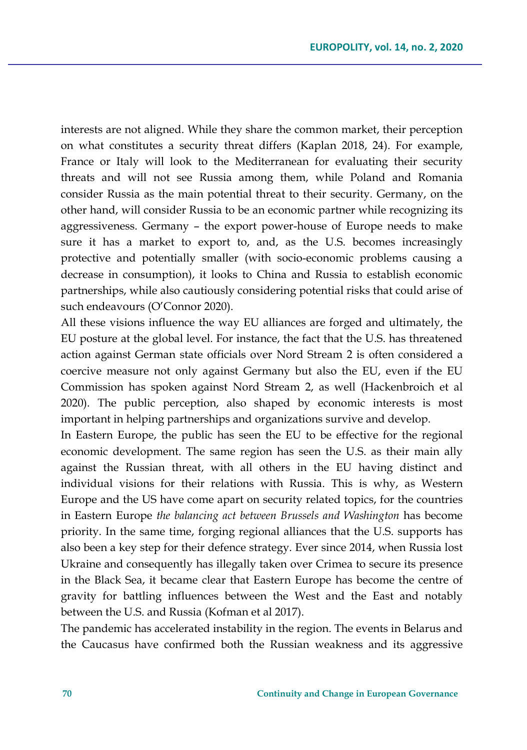interests are not aligned. While they share the common market, their perception on what constitutes a security threat differs (Kaplan 2018, 24). For example, France or Italy will look to the Mediterranean for evaluating their security threats and will not see Russia among them, while Poland and Romania consider Russia as the main potential threat to their security. Germany, on the other hand, will consider Russia to be an economic partner while recognizing its aggressiveness. Germany – the export power-house of Europe needs to make sure it has a market to export to, and, as the U.S. becomes increasingly protective and potentially smaller (with socio-economic problems causing a decrease in consumption), it looks to China and Russia to establish economic partnerships, while also cautiously considering potential risks that could arise of such endeavours (O'Connor 2020).

All these visions influence the way EU alliances are forged and ultimately, the EU posture at the global level. For instance, the fact that the U.S. has threatened action against German state officials over Nord Stream 2 is often considered a coercive measure not only against Germany but also the EU, even if the EU Commission has spoken against Nord Stream 2, as well (Hackenbroich et al 2020). The public perception, also shaped by economic interests is most important in helping partnerships and organizations survive and develop.

In Eastern Europe, the public has seen the EU to be effective for the regional economic development. The same region has seen the U.S. as their main ally against the Russian threat, with all others in the EU having distinct and individual visions for their relations with Russia. This is why, as Western Europe and the US have come apart on security related topics, for the countries in Eastern Europe *the balancing act between Brussels and Washington* has become priority. In the same time, forging regional alliances that the U.S. supports has also been a key step for their defence strategy. Ever since 2014, when Russia lost Ukraine and consequently has illegally taken over Crimea to secure its presence in the Black Sea, it became clear that Eastern Europe has become the centre of gravity for battling influences between the West and the East and notably between the U.S. and Russia (Kofman et al 2017).

The pandemic has accelerated instability in the region. The events in Belarus and the Caucasus have confirmed both the Russian weakness and its aggressive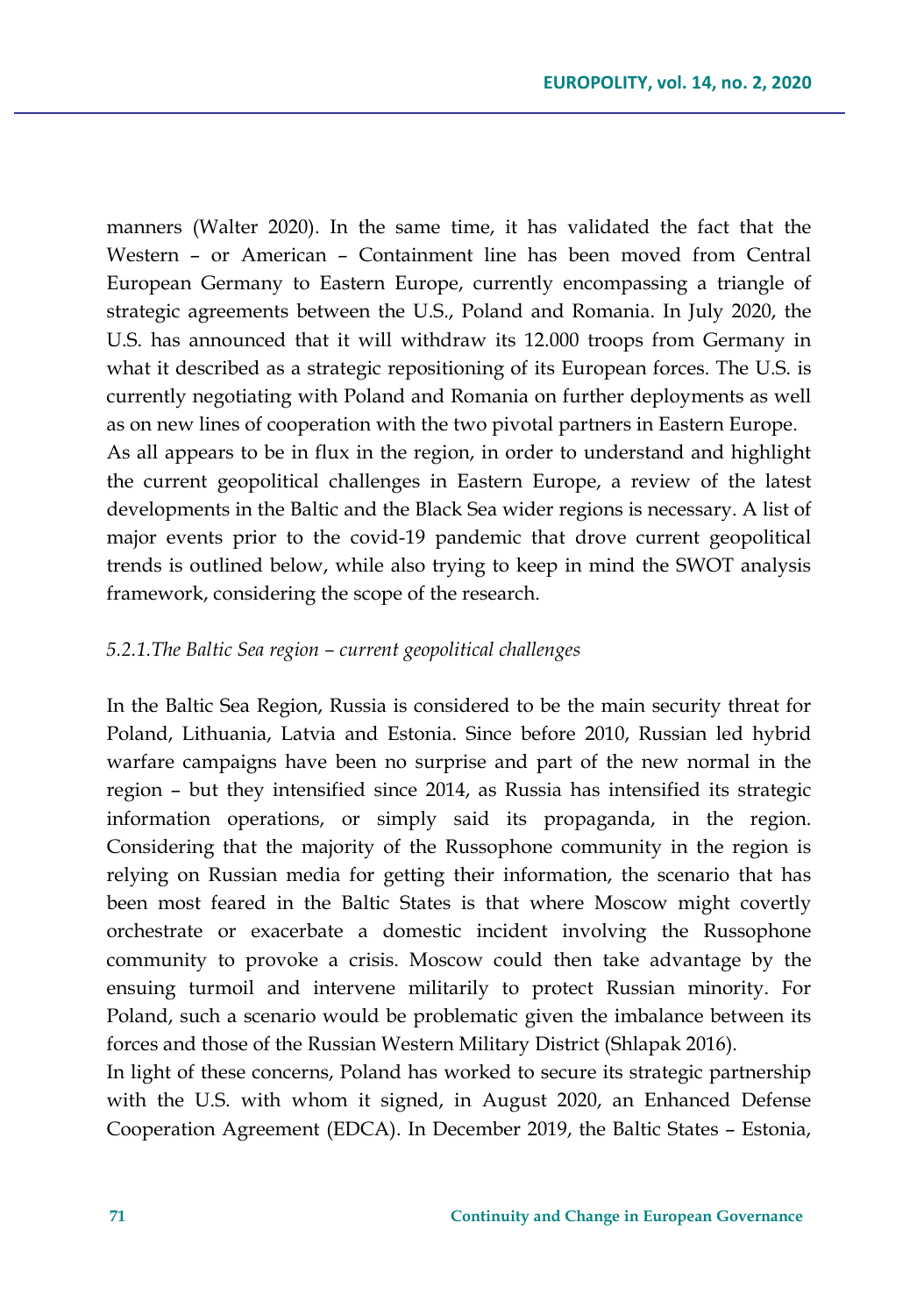manners (Walter 2020). In the same time, it has validated the fact that the Western – or American – Containment line has been moved from Central European Germany to Eastern Europe, currently encompassing a triangle of strategic agreements between the U.S., Poland and Romania. In July 2020, the U.S. has announced that it will withdraw its 12.000 troops from Germany in what it described as a strategic repositioning of its European forces. The U.S. is currently negotiating with Poland and Romania on further deployments as well as on new lines of cooperation with the two pivotal partners in Eastern Europe.

As all appears to be in flux in the region, in order to understand and highlight the current geopolitical challenges in Eastern Europe, a review of the latest developments in the Baltic and the Black Sea wider regions is necessary. A list of major events prior to the covid-19 pandemic that drove current geopolitical trends is outlined below, while also trying to keep in mind the SWOT analysis framework, considering the scope of the research.

### *5.2.1.The Baltic Sea region – current geopolitical challenges*

In the Baltic Sea Region, Russia is considered to be the main security threat for Poland, Lithuania, Latvia and Estonia. Since before 2010, Russian led hybrid warfare campaigns have been no surprise and part of the new normal in the region – but they intensified since 2014, as Russia has intensified its strategic information operations, or simply said its propaganda, in the region. Considering that the majority of the Russophone community in the region is relying on Russian media for getting their information, the scenario that has been most feared in the Baltic States is that where Moscow might covertly orchestrate or exacerbate a domestic incident involving the Russophone community to provoke a crisis. Moscow could then take advantage by the ensuing turmoil and intervene militarily to protect Russian minority. For Poland, such a scenario would be problematic given the imbalance between its forces and those of the Russian Western Military District (Shlapak 2016).

In light of these concerns, Poland has worked to secure its strategic partnership with the U.S. with whom it signed, in August 2020, an Enhanced Defense Cooperation Agreement (EDCA). In December 2019, the Baltic States – Estonia,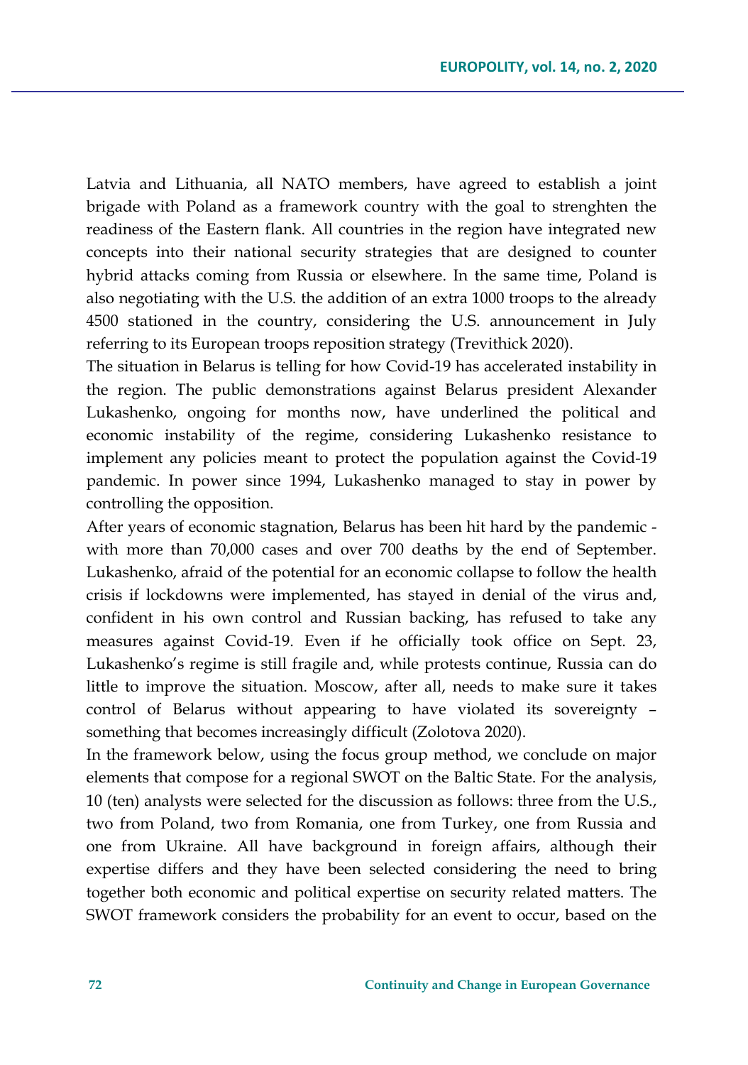Latvia and Lithuania, all NATO members, have agreed to establish a joint brigade with Poland as a framework country with the goal to strenghten the readiness of the Eastern flank. All countries in the region have integrated new concepts into their national security strategies that are designed to counter hybrid attacks coming from Russia or elsewhere. In the same time, Poland is also negotiating with the U.S. the addition of an extra 1000 troops to the already 4500 stationed in the country, considering the U.S. announcement in July referring to its European troops reposition strategy (Trevithick 2020).

The situation in Belarus is telling for how Covid-19 has accelerated instability in the region. The public demonstrations against Belarus president Alexander Lukashenko, ongoing for months now, have underlined the political and economic instability of the regime, considering Lukashenko resistance to implement any policies meant to protect the population against the Covid-19 pandemic. In power since 1994, Lukashenko managed to stay in power by controlling the opposition.

After years of economic stagnation, Belarus has been hit hard by the pandemic - with more than 70,000 cases and over 700 deaths by the end of September. Lukashenko, afraid of the potential for an economic collapse to follow the health crisis if lockdowns were implemented, has stayed in denial of the virus and, confident in his own control and Russian backing, has refused to take any measures against Covid-19. Even if he officially took office on Sept. 23, Lukashenko's regime is still fragile and, while protests continue, Russia can do little to improve the situation. Moscow, after all, needs to make sure it takes control of Belarus without appearing to have violated its sovereignty – something that becomes increasingly difficult (Zolotova 2020).

In the framework below, using the focus group method, we conclude on major elements that compose for a regional SWOT on the Baltic State. For the analysis, 10 (ten) analysts were selected for the discussion as follows: three from the U.S., two from Poland, two from Romania, one from Turkey, one from Russia and one from Ukraine. All have background in foreign affairs, although their expertise differs and they have been selected considering the need to bring together both economic and political expertise on security related matters. The SWOT framework considers the probability for an event to occur, based on the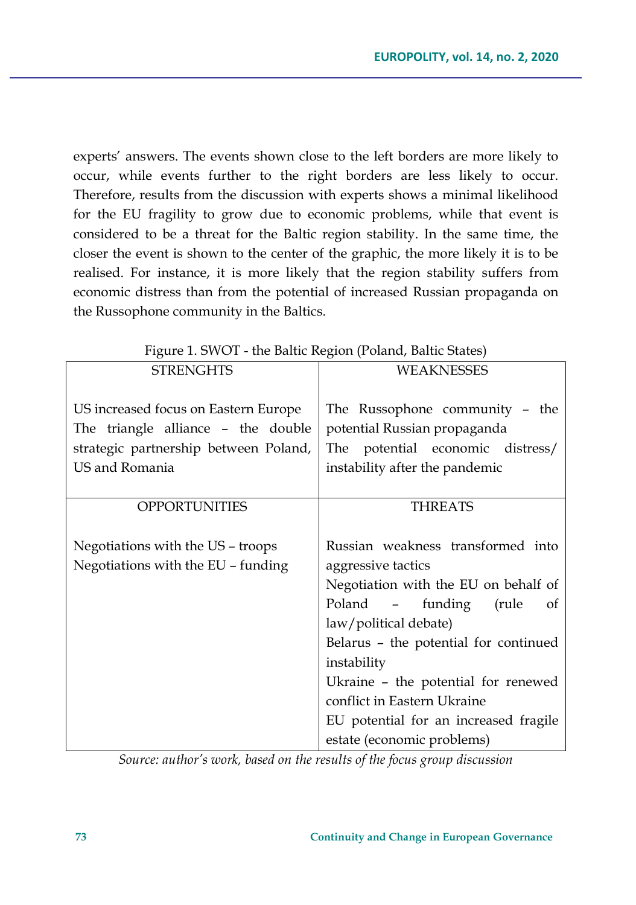experts' answers. The events shown close to the left borders are more likely to occur, while events further to the right borders are less likely to occur. Therefore, results from the discussion with experts shows a minimal likelihood for the EU fragility to grow due to economic problems, while that event is considered to be a threat for the Baltic region stability. In the same time, the closer the event is shown to the center of the graphic, the more likely it is to be realised. For instance, it is more likely that the region stability suffers from economic distress than from the potential of increased Russian propaganda on the Russophone community in the Baltics.

Figure 1. SWOT - the Baltic Region (Poland, Baltic States)

| STRENGHTS | WEAKNESSES |
|---|---|
| US increased focus on Eastern Europe<br>The triangle alliance – the double strategic partnership between Poland, US and Romania | The Russophone community – the potential Russian propaganda<br>The potential economic distress/ instability after the pandemic |
| **OPPORTUNITIES** | **THREATS** |
| Negotiations with the US – troops<br>Negotiations with the EU – funding | Russian weakness transformed into aggressive tactics<br>Negotiation with the EU on behalf of Poland – funding (rule of law/political debate)<br>Belarus – the potential for continued instability<br>Ukraine – the potential for renewed conflict in Eastern Ukraine<br>EU potential for an increased fragile estate (economic problems) |

*Source: author's work, based on the results of the focus group discussion*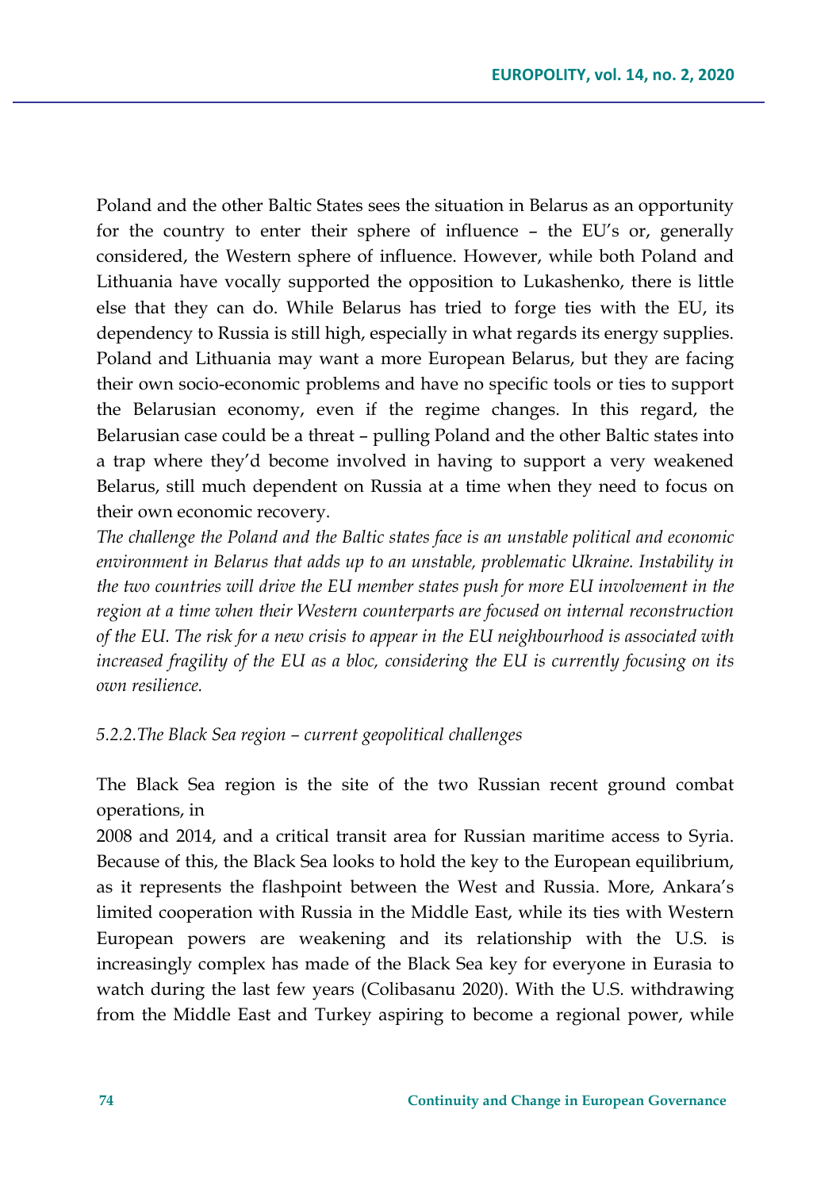Poland and the other Baltic States sees the situation in Belarus as an opportunity for the country to enter their sphere of influence – the EU's or, generally considered, the Western sphere of influence. However, while both Poland and Lithuania have vocally supported the opposition to Lukashenko, there is little else that they can do. While Belarus has tried to forge ties with the EU, its dependency to Russia is still high, especially in what regards its energy supplies. Poland and Lithuania may want a more European Belarus, but they are facing their own socio-economic problems and have no specific tools or ties to support the Belarusian economy, even if the regime changes. In this regard, the Belarusian case could be a threat – pulling Poland and the other Baltic states into a trap where they'd become involved in having to support a very weakened Belarus, still much dependent on Russia at a time when they need to focus on their own economic recovery.

*The challenge the Poland and the Baltic states face is an unstable political and economic environment in Belarus that adds up to an unstable, problematic Ukraine. Instability in the two countries will drive the EU member states push for more EU involvement in the region at a time when their Western counterparts are focused on internal reconstruction of the EU. The risk for a new crisis to appear in the EU neighbourhood is associated with increased fragility of the EU as a bloc, considering the EU is currently focusing on its own resilience.*

### *5.2.2.The Black Sea region – current geopolitical challenges*

The Black Sea region is the site of the two Russian recent ground combat operations, in 2008 and 2014, and a critical transit area for Russian maritime access to Syria. Because of this, the Black Sea looks to hold the key to the European equilibrium, as it represents the flashpoint between the West and Russia. More, Ankara's limited cooperation with Russia in the Middle East, while its ties with Western European powers are weakening and its relationship with the U.S. is increasingly complex has made of the Black Sea key for everyone in Eurasia to watch during the last few years (Colibasanu 2020). With the U.S. withdrawing from the Middle East and Turkey aspiring to become a regional power, while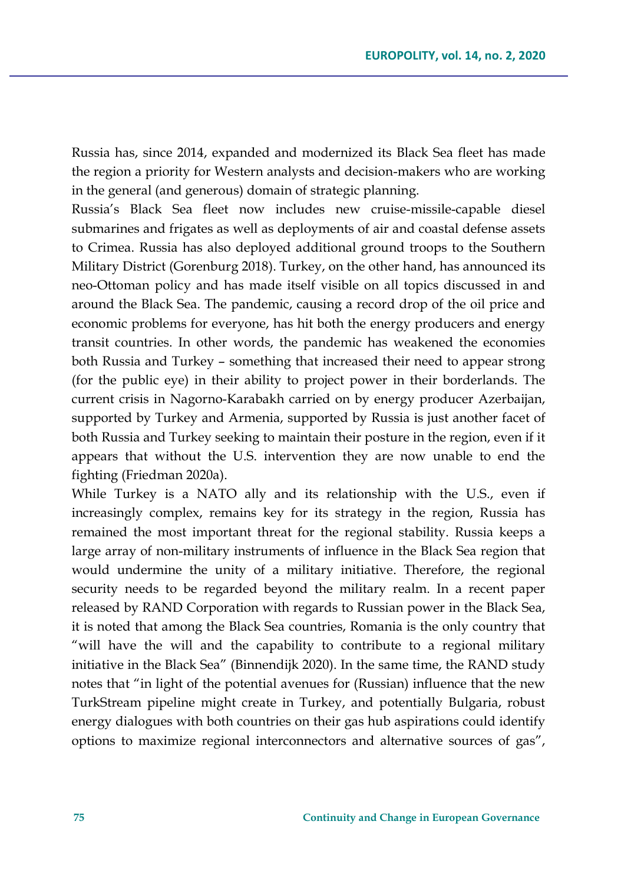Russia has, since 2014, expanded and modernized its Black Sea fleet has made the region a priority for Western analysts and decision-makers who are working in the general (and generous) domain of strategic planning.

Russia's Black Sea fleet now includes new cruise-missile-capable diesel submarines and frigates as well as deployments of air and coastal defense assets to Crimea. Russia has also deployed additional ground troops to the Southern Military District (Gorenburg 2018). Turkey, on the other hand, has announced its neo-Ottoman policy and has made itself visible on all topics discussed in and around the Black Sea. The pandemic, causing a record drop of the oil price and economic problems for everyone, has hit both the energy producers and energy transit countries. In other words, the pandemic has weakened the economies both Russia and Turkey – something that increased their need to appear strong (for the public eye) in their ability to project power in their borderlands. The current crisis in Nagorno-Karabakh carried on by energy producer Azerbaijan, supported by Turkey and Armenia, supported by Russia is just another facet of both Russia and Turkey seeking to maintain their posture in the region, even if it appears that without the U.S. intervention they are now unable to end the fighting (Friedman 2020a).

While Turkey is a NATO ally and its relationship with the U.S., even if increasingly complex, remains key for its strategy in the region, Russia has remained the most important threat for the regional stability. Russia keeps a large array of non-military instruments of influence in the Black Sea region that would undermine the unity of a military initiative. Therefore, the regional security needs to be regarded beyond the military realm. In a recent paper released by RAND Corporation with regards to Russian power in the Black Sea, it is noted that among the Black Sea countries, Romania is the only country that "will have the will and the capability to contribute to a regional military initiative in the Black Sea" (Binnendijk 2020). In the same time, the RAND study notes that "in light of the potential avenues for (Russian) influence that the new TurkStream pipeline might create in Turkey, and potentially Bulgaria, robust energy dialogues with both countries on their gas hub aspirations could identify options to maximize regional interconnectors and alternative sources of gas",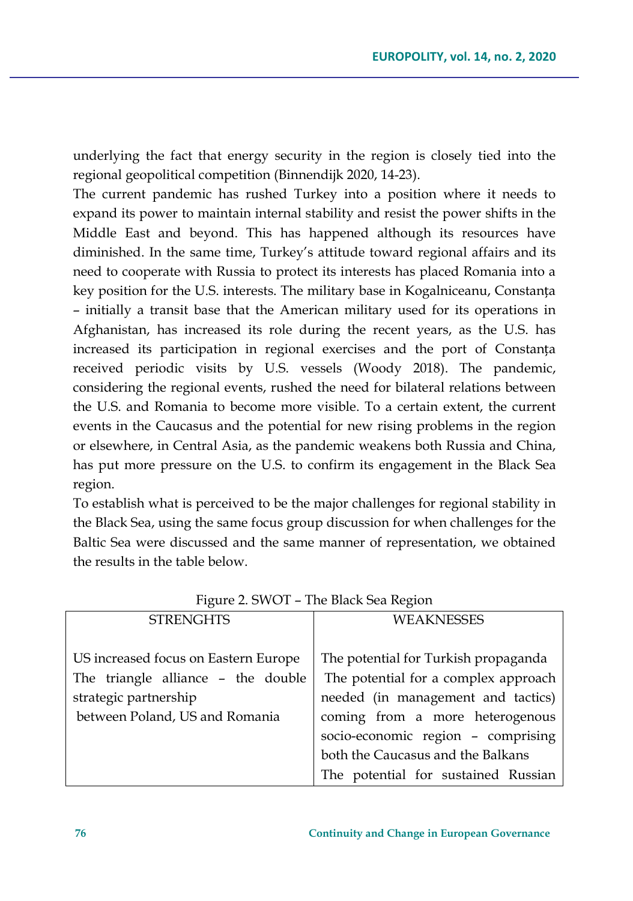underlying the fact that energy security in the region is closely tied into the regional geopolitical competition (Binnendijk 2020, 14-23).

The current pandemic has rushed Turkey into a position where it needs to expand its power to maintain internal stability and resist the power shifts in the Middle East and beyond. This has happened although its resources have diminished. In the same time, Turkey's attitude toward regional affairs and its need to cooperate with Russia to protect its interests has placed Romania into a key position for the U.S. interests. The military base in Kogalniceanu, Constanța – initially a transit base that the American military used for its operations in Afghanistan, has increased its role during the recent years, as the U.S. has increased its participation in regional exercises and the port of Constanța received periodic visits by U.S. vessels (Woody 2018). The pandemic, considering the regional events, rushed the need for bilateral relations between the U.S. and Romania to become more visible. To a certain extent, the current events in the Caucasus and the potential for new rising problems in the region or elsewhere, in Central Asia, as the pandemic weakens both Russia and China, has put more pressure on the U.S. to confirm its engagement in the Black Sea region.

To establish what is perceived to be the major challenges for regional stability in the Black Sea, using the same focus group discussion for when challenges for the Baltic Sea were discussed and the same manner of representation, we obtained the results in the table below.

Figure 2. SWOT – The Black Sea Region

| STRENGHTS | WEAKNESSES |
| --- | --- |
| US increased focus on Eastern Europe<br>The triangle alliance – the double strategic partnership between Poland, US and Romania | The potential for Turkish propaganda<br>The potential for a complex approach needed (in management and tactics) coming from a more heterogenous socio-economic region – comprising both the Caucasus and the Balkans<br>The potential for sustained Russian |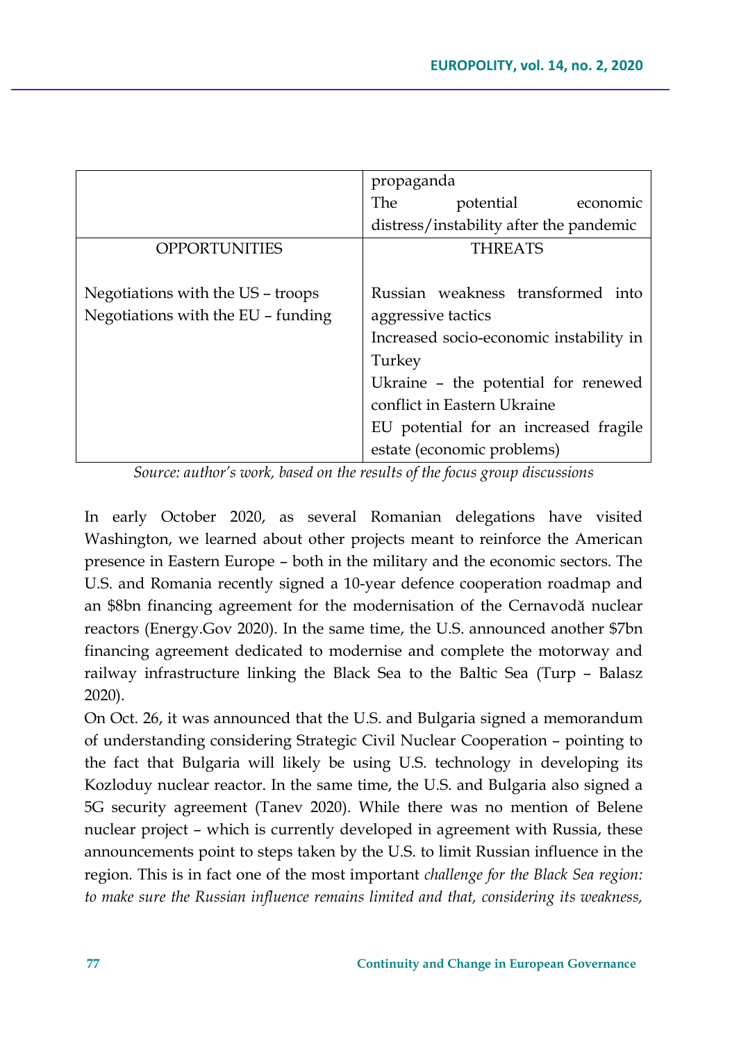| | propaganda<br>The potential economic distress/instability after the pandemic |
|---|---|
| OPPORTUNITIES | THREATS |
| Negotiations with the US – troops<br>Negotiations with the EU – funding | Russian weakness transformed into aggressive tactics<br>Increased socio-economic instability in Turkey<br>Ukraine – the potential for renewed conflict in Eastern Ukraine<br>EU potential for an increased fragile estate (economic problems) |

*Source: author's work, based on the results of the focus group discussions*

In early October 2020, as several Romanian delegations have visited Washington, we learned about other projects meant to reinforce the American presence in Eastern Europe – both in the military and the economic sectors. The U.S. and Romania recently signed a 10-year defence cooperation roadmap and an $8bn financing agreement for the modernisation of the Cernavodă nuclear reactors (Energy.Gov 2020). In the same time, the U.S. announced another $7bn financing agreement dedicated to modernise and complete the motorway and railway infrastructure linking the Black Sea to the Baltic Sea (Turp – Balasz 2020).

On Oct. 26, it was announced that the U.S. and Bulgaria signed a memorandum of understanding considering Strategic Civil Nuclear Cooperation – pointing to the fact that Bulgaria will likely be using U.S. technology in developing its Kozloduy nuclear reactor. In the same time, the U.S. and Bulgaria also signed a 5G security agreement (Tanev 2020). While there was no mention of Belene nuclear project – which is currently developed in agreement with Russia, these announcements point to steps taken by the U.S. to limit Russian influence in the region. This is in fact one of the most important *challenge for the Black Sea region: to make sure the Russian influence remains limited and that, considering its weakness,*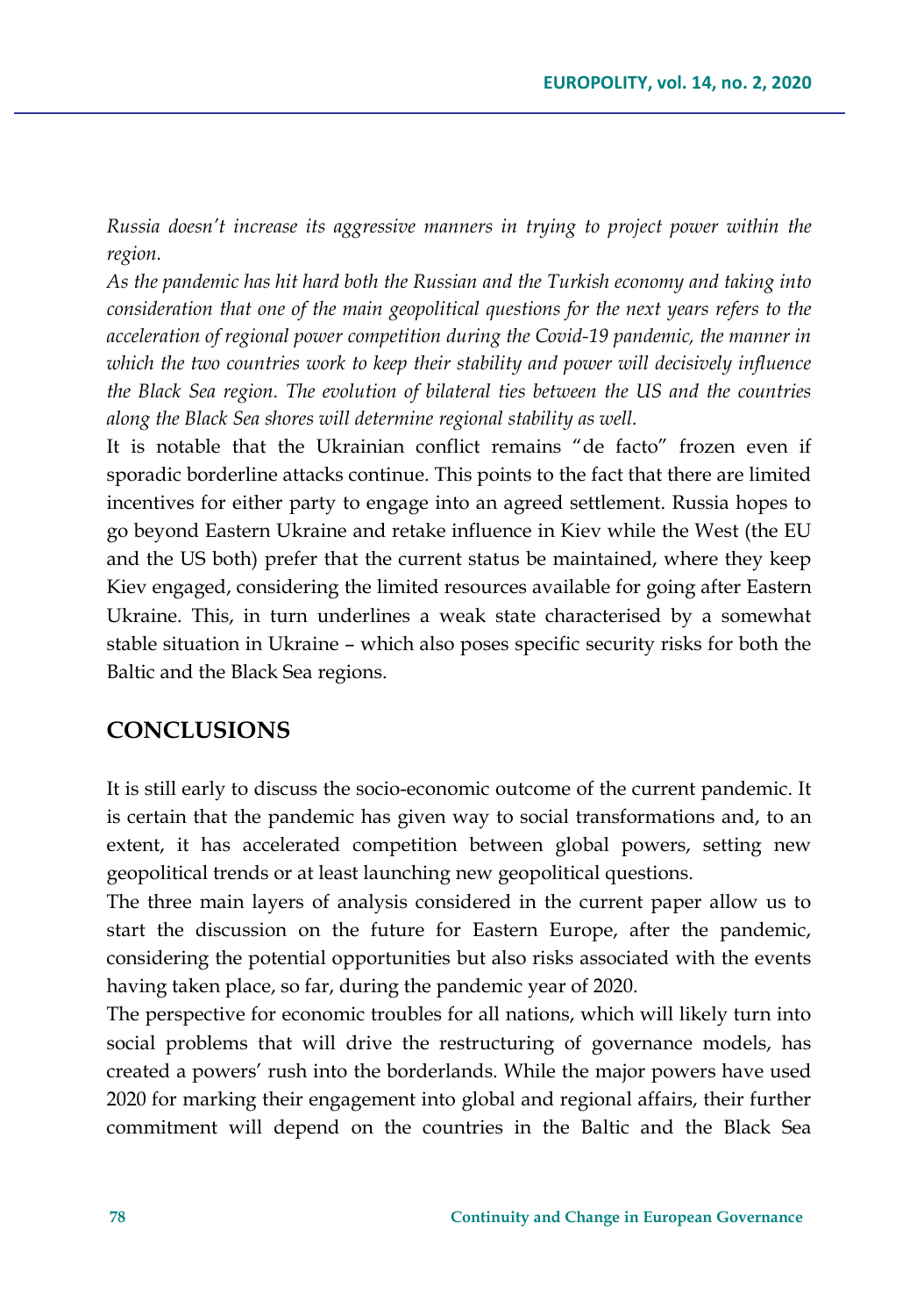*Russia doesn't increase its aggressive manners in trying to project power within the region.*

*As the pandemic has hit hard both the Russian and the Turkish economy and taking into consideration that one of the main geopolitical questions for the next years refers to the acceleration of regional power competition during the Covid-19 pandemic, the manner in which the two countries work to keep their stability and power will decisively influence the Black Sea region. The evolution of bilateral ties between the US and the countries along the Black Sea shores will determine regional stability as well.*

It is notable that the Ukrainian conflict remains "de facto" frozen even if sporadic borderline attacks continue. This points to the fact that there are limited incentives for either party to engage into an agreed settlement. Russia hopes to go beyond Eastern Ukraine and retake influence in Kiev while the West (the EU and the US both) prefer that the current status be maintained, where they keep Kiev engaged, considering the limited resources available for going after Eastern Ukraine. This, in turn underlines a weak state characterised by a somewhat stable situation in Ukraine – which also poses specific security risks for both the Baltic and the Black Sea regions.

## CONCLUSIONS

It is still early to discuss the socio-economic outcome of the current pandemic. It is certain that the pandemic has given way to social transformations and, to an extent, it has accelerated competition between global powers, setting new geopolitical trends or at least launching new geopolitical questions.

The three main layers of analysis considered in the current paper allow us to start the discussion on the future for Eastern Europe, after the pandemic, considering the potential opportunities but also risks associated with the events having taken place, so far, during the pandemic year of 2020.

The perspective for economic troubles for all nations, which will likely turn into social problems that will drive the restructuring of governance models, has created a powers' rush into the borderlands. While the major powers have used 2020 for marking their engagement into global and regional affairs, their further commitment will depend on the countries in the Baltic and the Black Sea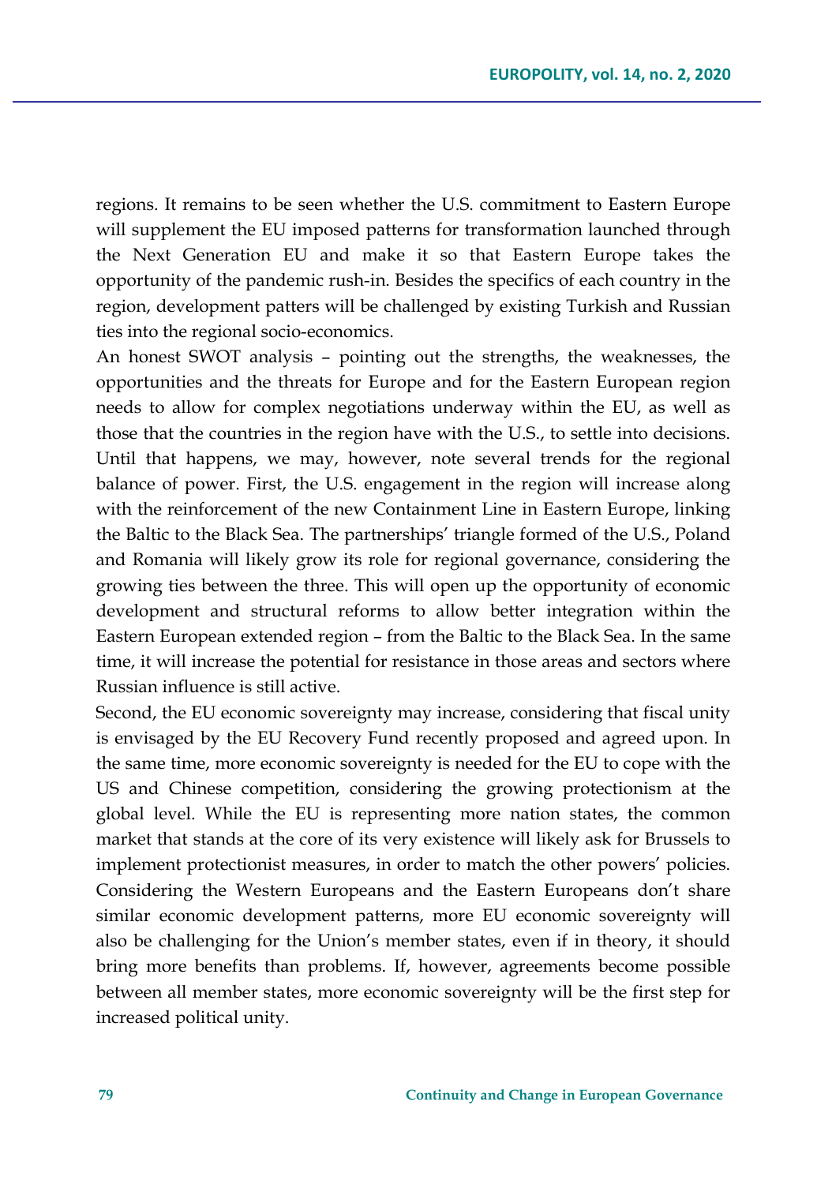regions. It remains to be seen whether the U.S. commitment to Eastern Europe will supplement the EU imposed patterns for transformation launched through the Next Generation EU and make it so that Eastern Europe takes the opportunity of the pandemic rush-in. Besides the specifics of each country in the region, development patters will be challenged by existing Turkish and Russian ties into the regional socio-economics.

An honest SWOT analysis – pointing out the strengths, the weaknesses, the opportunities and the threats for Europe and for the Eastern European region needs to allow for complex negotiations underway within the EU, as well as those that the countries in the region have with the U.S., to settle into decisions. Until that happens, we may, however, note several trends for the regional balance of power. First, the U.S. engagement in the region will increase along with the reinforcement of the new Containment Line in Eastern Europe, linking the Baltic to the Black Sea. The partnerships' triangle formed of the U.S., Poland and Romania will likely grow its role for regional governance, considering the growing ties between the three. This will open up the opportunity of economic development and structural reforms to allow better integration within the Eastern European extended region – from the Baltic to the Black Sea. In the same time, it will increase the potential for resistance in those areas and sectors where Russian influence is still active.

Second, the EU economic sovereignty may increase, considering that fiscal unity is envisaged by the EU Recovery Fund recently proposed and agreed upon. In the same time, more economic sovereignty is needed for the EU to cope with the US and Chinese competition, considering the growing protectionism at the global level. While the EU is representing more nation states, the common market that stands at the core of its very existence will likely ask for Brussels to implement protectionist measures, in order to match the other powers' policies. Considering the Western Europeans and the Eastern Europeans don't share similar economic development patterns, more EU economic sovereignty will also be challenging for the Union's member states, even if in theory, it should bring more benefits than problems. If, however, agreements become possible between all member states, more economic sovereignty will be the first step for increased political unity.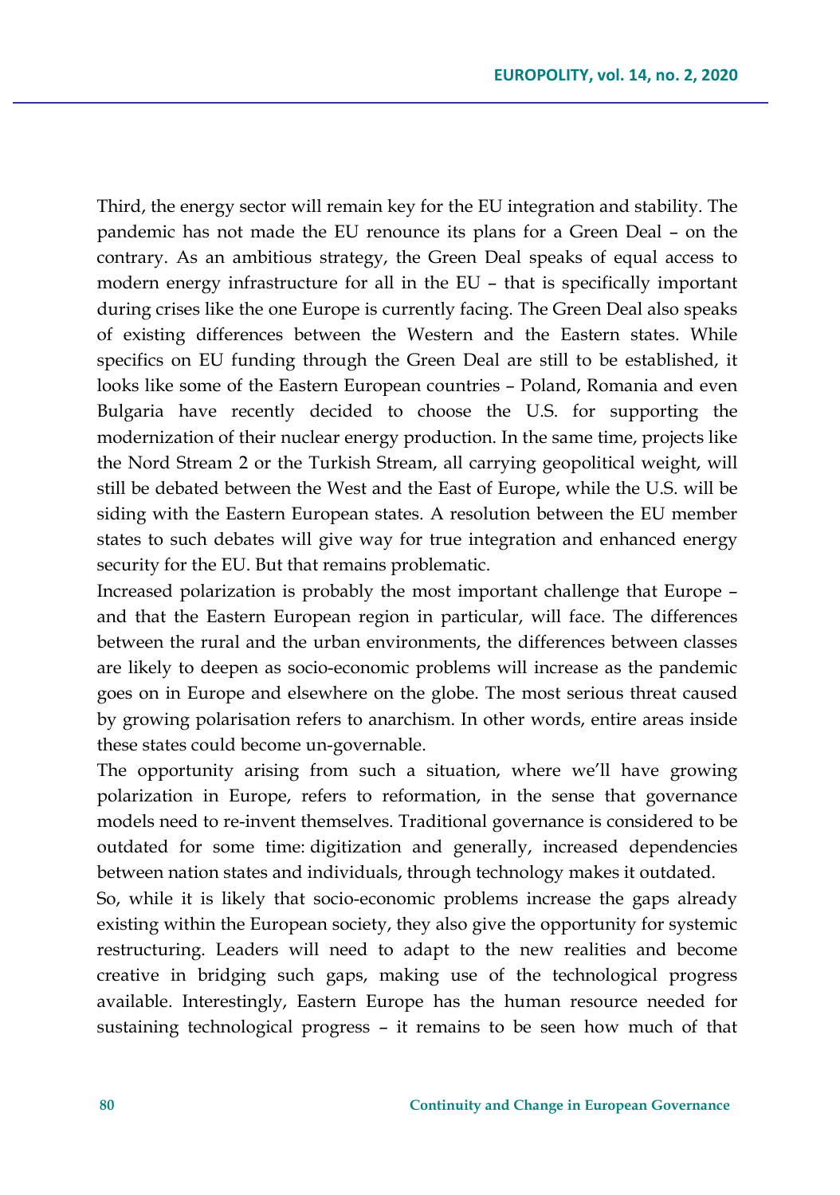Third, the energy sector will remain key for the EU integration and stability. The pandemic has not made the EU renounce its plans for a Green Deal – on the contrary. As an ambitious strategy, the Green Deal speaks of equal access to modern energy infrastructure for all in the EU – that is specifically important during crises like the one Europe is currently facing. The Green Deal also speaks of existing differences between the Western and the Eastern states. While specifics on EU funding through the Green Deal are still to be established, it looks like some of the Eastern European countries – Poland, Romania and even Bulgaria have recently decided to choose the U.S. for supporting the modernization of their nuclear energy production. In the same time, projects like the Nord Stream 2 or the Turkish Stream, all carrying geopolitical weight, will still be debated between the West and the East of Europe, while the U.S. will be siding with the Eastern European states. A resolution between the EU member states to such debates will give way for true integration and enhanced energy security for the EU. But that remains problematic.

Increased polarization is probably the most important challenge that Europe – and that the Eastern European region in particular, will face. The differences between the rural and the urban environments, the differences between classes are likely to deepen as socio-economic problems will increase as the pandemic goes on in Europe and elsewhere on the globe. The most serious threat caused by growing polarisation refers to anarchism. In other words, entire areas inside these states could become un-governable.

The opportunity arising from such a situation, where we'll have growing polarization in Europe, refers to reformation, in the sense that governance models need to re-invent themselves. Traditional governance is considered to be outdated for some time: digitization and generally, increased dependencies between nation states and individuals, through technology makes it outdated.

So, while it is likely that socio-economic problems increase the gaps already existing within the European society, they also give the opportunity for systemic restructuring. Leaders will need to adapt to the new realities and become creative in bridging such gaps, making use of the technological progress available. Interestingly, Eastern Europe has the human resource needed for sustaining technological progress – it remains to be seen how much of that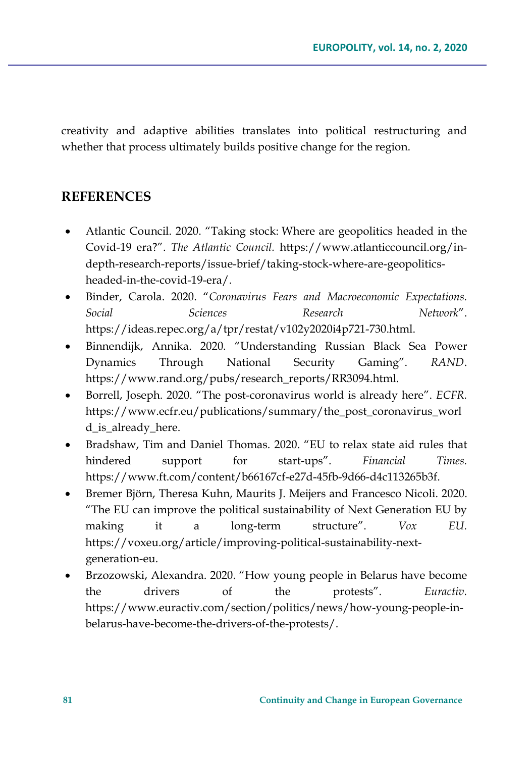creativity and adaptive abilities translates into political restructuring and whether that process ultimately builds positive change for the region.

## REFERENCES

- Atlantic Council. 2020. "Taking stock: Where are geopolitics headed in the Covid-19 era?". *The Atlantic Council.* https://www.atlanticcouncil.org/in-depth-research-reports/issue-brief/taking-stock-where-are-geopolitics-headed-in-the-covid-19-era/.
- Binder, Carola. 2020. "*Coronavirus Fears and Macroeconomic Expectations. Social Sciences Research Network*". https://ideas.repec.org/a/tpr/restat/v102y2020i4p721-730.html.
- Binnendijk, Annika. 2020. "Understanding Russian Black Sea Power Dynamics Through National Security Gaming". *RAND*. https://www.rand.org/pubs/research_reports/RR3094.html.
- Borrell, Joseph. 2020. "The post-coronavirus world is already here". *ECFR.* https://www.ecfr.eu/publications/summary/the_post_coronavirus_world_is_already_here.
- Bradshaw, Tim and Daniel Thomas. 2020. "EU to relax state aid rules that hindered support for start-ups". *Financial Times.* https://www.ft.com/content/b66167cf-e27d-45fb-9d66-d4c113265b3f.
- Bremer Björn, Theresa Kuhn, Maurits J. Meijers and Francesco Nicoli. 2020. "The EU can improve the political sustainability of Next Generation EU by making it a long-term structure". *Vox EU.* https://voxeu.org/article/improving-political-sustainability-next-generation-eu.
- Brzozowski, Alexandra. 2020. "How young people in Belarus have become the drivers of the protests". *Euractiv.* https://www.euractiv.com/section/politics/news/how-young-people-in-belarus-have-become-the-drivers-of-the-protests/.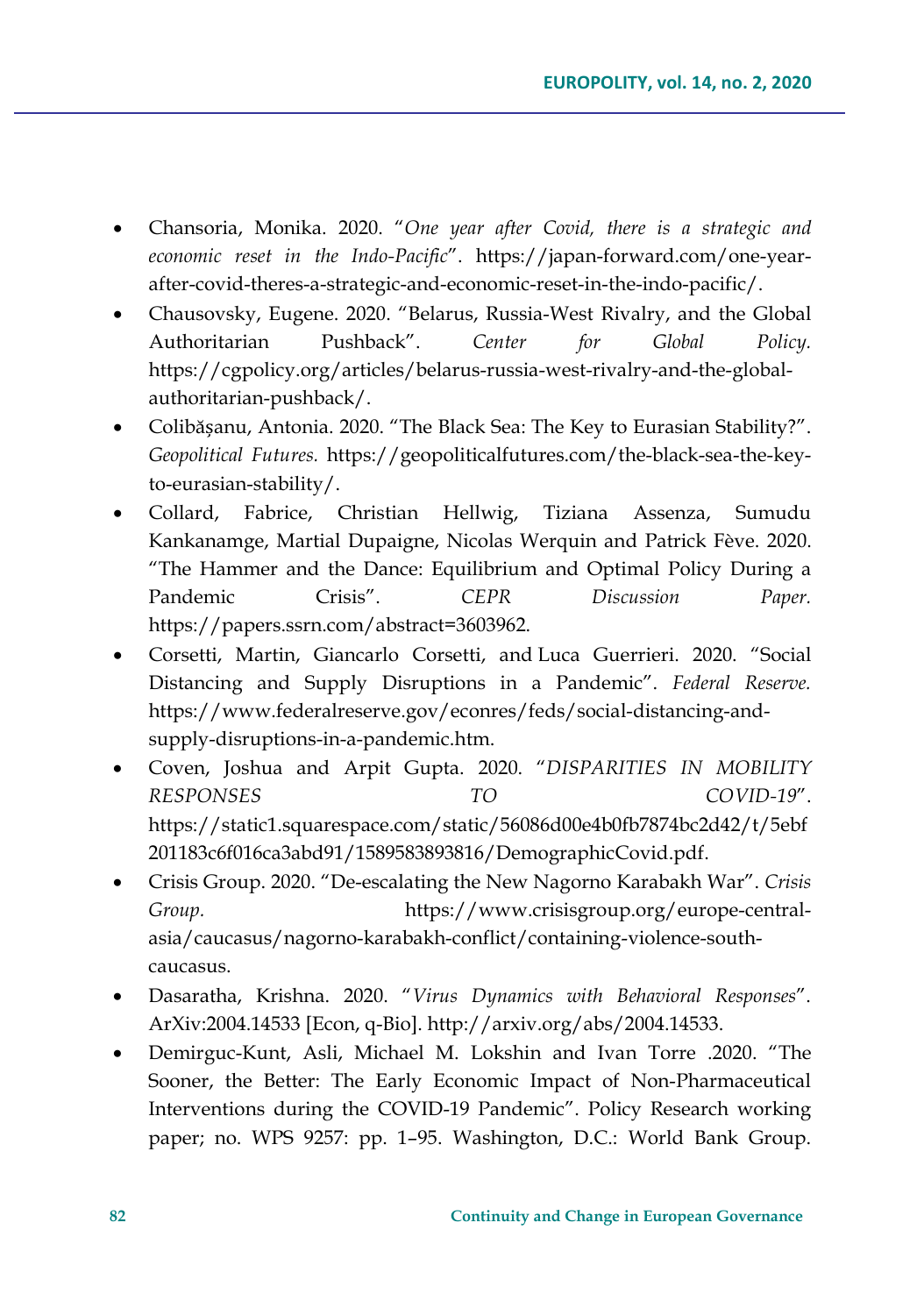- Chansoria, Monika. 2020. "*One year after Covid, there is a strategic and economic reset in the Indo-Pacific*". https://japan-forward.com/one-year-after-covid-theres-a-strategic-and-economic-reset-in-the-indo-pacific/.
- Chausovsky, Eugene. 2020. "Belarus, Russia-West Rivalry, and the Global Authoritarian Pushback". *Center for Global Policy.* https://cgpolicy.org/articles/belarus-russia-west-rivalry-and-the-global-authoritarian-pushback/.
- Colibășanu, Antonia. 2020. "The Black Sea: The Key to Eurasian Stability?". *Geopolitical Futures.* https://geopoliticalfutures.com/the-black-sea-the-key-to-eurasian-stability/.
- Collard, Fabrice, Christian Hellwig, Tiziana Assenza, Sumudu Kankanamge, Martial Dupaigne, Nicolas Werquin and Patrick Fève. 2020. "The Hammer and the Dance: Equilibrium and Optimal Policy During a Pandemic Crisis". *CEPR Discussion Paper.* https://papers.ssrn.com/abstract=3603962.
- Corsetti, Martin, Giancarlo Corsetti, and Luca Guerrieri. 2020. "Social Distancing and Supply Disruptions in a Pandemic". *Federal Reserve.* https://www.federalreserve.gov/econres/feds/social-distancing-and-supply-disruptions-in-a-pandemic.htm.
- Coven, Joshua and Arpit Gupta. 2020. "*DISPARITIES IN MOBILITY RESPONSES TO COVID-19*". https://static1.squarespace.com/static/56086d00e4b0fb7874bc2d42/t/5ebf201183c6f016ca3abd91/1589583893816/DemographicCovid.pdf.
- Crisis Group. 2020. "De-escalating the New Nagorno Karabakh War". *Crisis Group.* https://www.crisisgroup.org/europe-central-asia/caucasus/nagorno-karabakh-conflict/containing-violence-south-caucasus.
- Dasaratha, Krishna. 2020. "*Virus Dynamics with Behavioral Responses*". ArXiv:2004.14533 [Econ, q-Bio]. http://arxiv.org/abs/2004.14533.
- Demirguc-Kunt, Asli, Michael M. Lokshin and Ivan Torre .2020. "The Sooner, the Better: The Early Economic Impact of Non-Pharmaceutical Interventions during the COVID-19 Pandemic". Policy Research working paper; no. WPS 9257: pp. 1–95. Washington, D.C.: World Bank Group.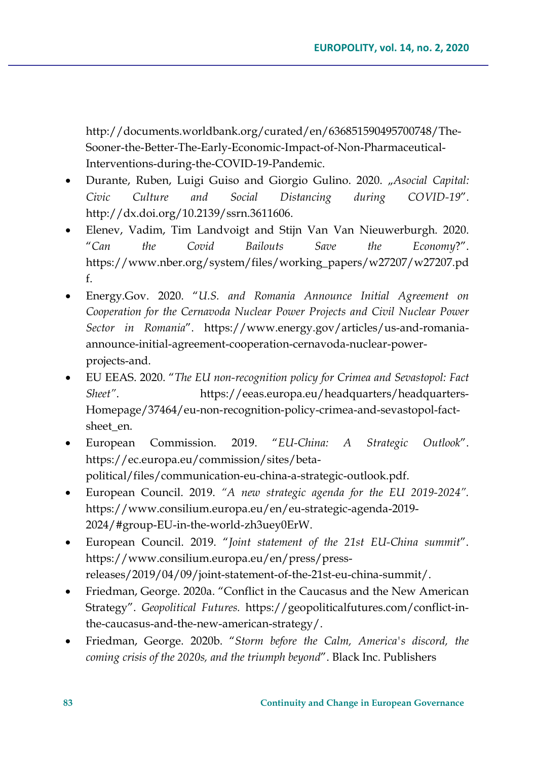http://documents.worldbank.org/curated/en/636851590495700748/The-Sooner-the-Better-The-Early-Economic-Impact-of-Non-Pharmaceutical-Interventions-during-the-COVID-19-Pandemic.

- Durante, Ruben, Luigi Guiso and Giorgio Gulino. 2020. „*Asocial Capital: Civic Culture and Social Distancing during COVID-19*". http://dx.doi.org/10.2139/ssrn.3611606.
- Elenev, Vadim, Tim Landvoigt and Stijn Van Van Nieuwerburgh. 2020. "*Can the Covid Bailouts Save the Economy*?". https://www.nber.org/system/files/working_papers/w27207/w27207.pdf.
- Energy.Gov. 2020. "*U.S. and Romania Announce Initial Agreement on Cooperation for the Cernavoda Nuclear Power Projects and Civil Nuclear Power Sector in Romania*". https://www.energy.gov/articles/us-and-romania-announce-initial-agreement-cooperation-cernavoda-nuclear-power-projects-and.
- EU EEAS. 2020. "*The EU non-recognition policy for Crimea and Sevastopol: Fact Sheet"*. https://eeas.europa.eu/headquarters/headquarters-Homepage/37464/eu-non-recognition-policy-crimea-and-sevastopol-fact-sheet_en.
- European Commission. 2019. "*EU-China: A Strategic Outlook*". https://ec.europa.eu/commission/sites/beta-political/files/communication-eu-china-a-strategic-outlook.pdf.
- European Council. 2019. *"A new strategic agenda for the EU 2019-2024".* https://www.consilium.europa.eu/en/eu-strategic-agenda-2019-2024/#group-EU-in-the-world-zh3uey0ErW.
- European Council. 2019. "*Joint statement of the 21st EU-China summit*". https://www.consilium.europa.eu/en/press/press-releases/2019/04/09/joint-statement-of-the-21st-eu-china-summit/.
- Friedman, George. 2020a. "Conflict in the Caucasus and the New American Strategy". *Geopolitical Futures.* https://geopoliticalfutures.com/conflict-in-the-caucasus-and-the-new-american-strategy/.
- Friedman, George. 2020b. "*Storm before the Calm, America's discord, the coming crisis of the 2020s, and the triumph beyond*". Black Inc. Publishers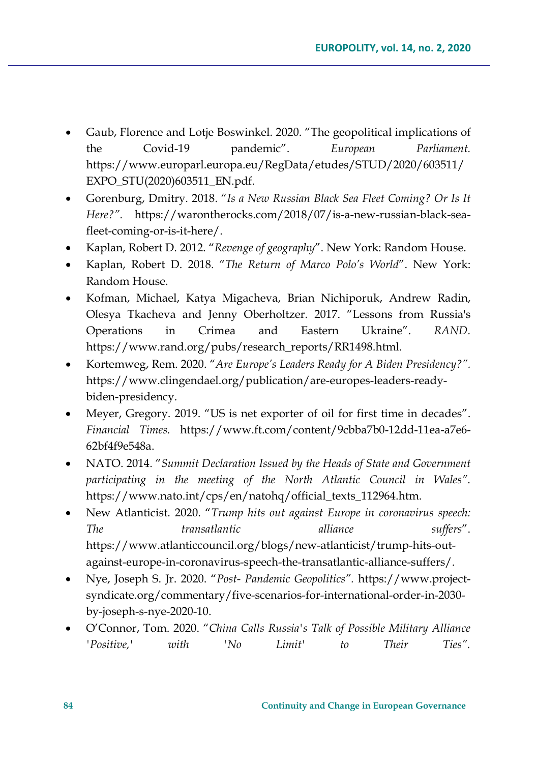- Gaub, Florence and Lotje Boswinkel. 2020. "The geopolitical implications of the Covid-19 pandemic". *European Parliament.* https://www.europarl.europa.eu/RegData/etudes/STUD/2020/603511/EXPO_STU(2020)603511_EN.pdf.
- Gorenburg, Dmitry. 2018. "*Is a New Russian Black Sea Fleet Coming? Or Is It Here?"*. https://warontherocks.com/2018/07/is-a-new-russian-black-sea-fleet-coming-or-is-it-here/.
- Kaplan, Robert D. 2012. "*Revenge of geography*". New York: Random House.
- Kaplan, Robert D. 2018. "*The Return of Marco Polo's World*". New York: Random House.
- Kofman, Michael, Katya Migacheva, Brian Nichiporuk, Andrew Radin, Olesya Tkacheva and Jenny Oberholtzer. 2017. "Lessons from Russia's Operations in Crimea and Eastern Ukraine". *RAND.* https://www.rand.org/pubs/research_reports/RR1498.html.
- Kortemweg, Rem. 2020. "*Are Europe's Leaders Ready for A Biden Presidency?".* https://www.clingendael.org/publication/are-europes-leaders-ready-biden-presidency.
- Meyer, Gregory. 2019. "US is net exporter of oil for first time in decades". *Financial Times.* https://www.ft.com/content/9cbba7b0-12dd-11ea-a7e6-62bf4f9e548a.
- NATO. 2014. "*Summit Declaration Issued by the Heads of State and Government participating in the meeting of the North Atlantic Council in Wales"*. https://www.nato.int/cps/en/natohq/official_texts_112964.htm.
- New Atlanticist. 2020. "*Trump hits out against Europe in coronavirus speech: The transatlantic alliance suffers*". https://www.atlanticcouncil.org/blogs/new-atlanticist/trump-hits-out-against-europe-in-coronavirus-speech-the-transatlantic-alliance-suffers/.
- Nye, Joseph S. Jr. 2020. "*Post- Pandemic Geopolitics".* https://www.project-syndicate.org/commentary/five-scenarios-for-international-order-in-2030-by-joseph-s-nye-2020-10.
- O'Connor, Tom. 2020. "*China Calls Russia's Talk of Possible Military Alliance 'Positive,' with 'No Limit' to Their Ties"*.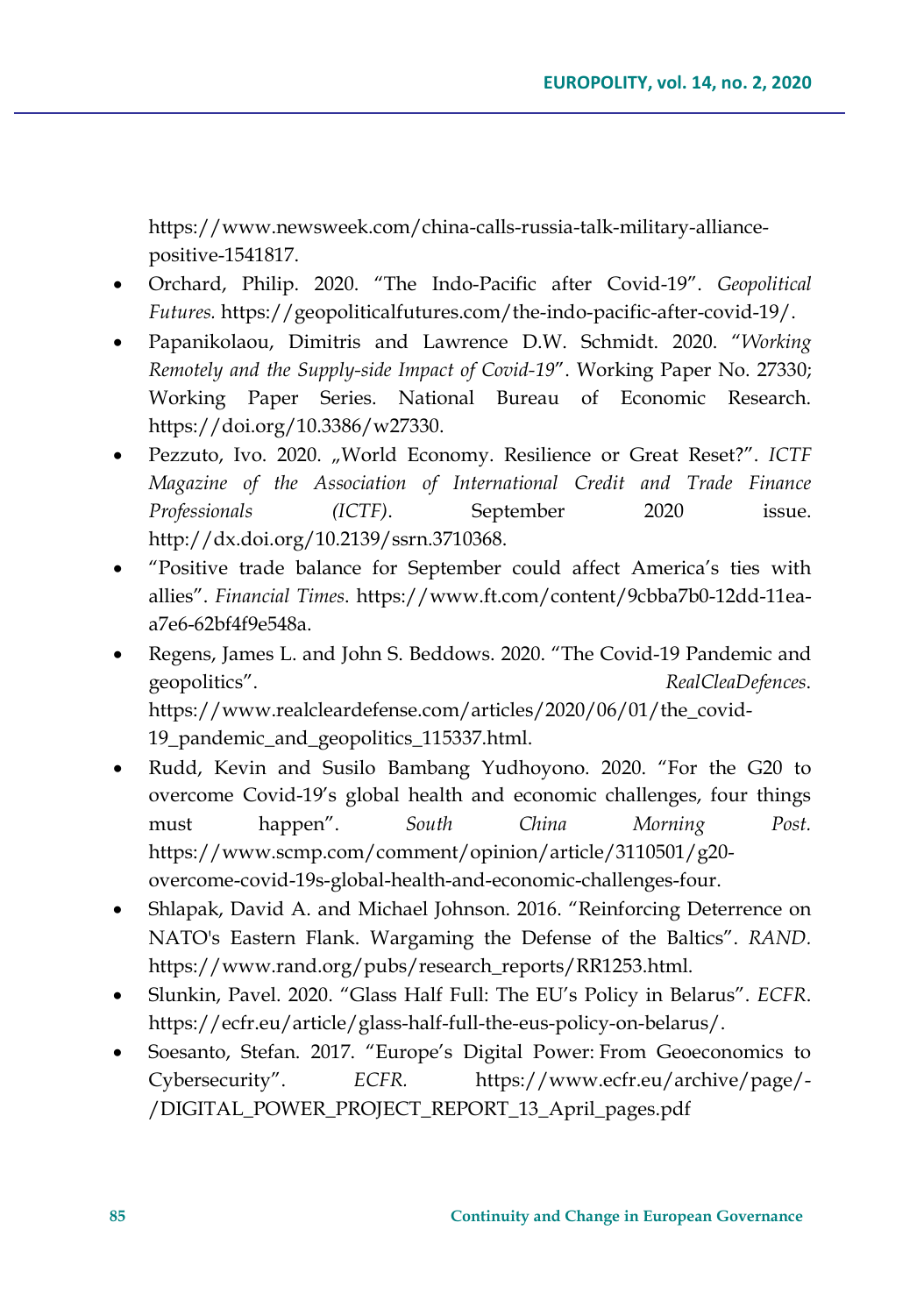https://www.newsweek.com/china-calls-russia-talk-military-alliance-positive-1541817.

- Orchard, Philip. 2020. "The Indo-Pacific after Covid-19". *Geopolitical Futures.* https://geopoliticalfutures.com/the-indo-pacific-after-covid-19/.
- Papanikolaou, Dimitris and Lawrence D.W. Schmidt. 2020. "*Working Remotely and the Supply-side Impact of Covid-19*". Working Paper No. 27330; Working Paper Series. National Bureau of Economic Research. https://doi.org/10.3386/w27330.
- Pezzuto, Ivo. 2020. „World Economy. Resilience or Great Reset?". *ICTF Magazine of the Association of International Credit and Trade Finance Professionals (ICTF)*. September 2020 issue. http://dx.doi.org/10.2139/ssrn.3710368.
- "Positive trade balance for September could affect America's ties with allies". *Financial Times*. https://www.ft.com/content/9cbba7b0-12dd-11ea-a7e6-62bf4f9e548a.
- Regens, James L. and John S. Beddows. 2020. "The Covid-19 Pandemic and geopolitics". *RealCleaDefences*. https://www.realcleardefense.com/articles/2020/06/01/the_covid-19_pandemic_and_geopolitics_115337.html.
- Rudd, Kevin and Susilo Bambang Yudhoyono. 2020. "For the G20 to overcome Covid-19's global health and economic challenges, four things must happen". *South China Morning Post.* https://www.scmp.com/comment/opinion/article/3110501/g20-overcome-covid-19s-global-health-and-economic-challenges-four.
- Shlapak, David A. and Michael Johnson. 2016. "Reinforcing Deterrence on NATO's Eastern Flank. Wargaming the Defense of the Baltics". *RAND*. https://www.rand.org/pubs/research_reports/RR1253.html.
- Slunkin, Pavel. 2020. "Glass Half Full: The EU's Policy in Belarus". *ECFR*. https://ecfr.eu/article/glass-half-full-the-eus-policy-on-belarus/.
- Soesanto, Stefan. 2017. "Europe's Digital Power: From Geoeconomics to Cybersecurity". *ECFR.* https://www.ecfr.eu/archive/page/-/DIGITAL_POWER_PROJECT_REPORT_13_April_pages.pdf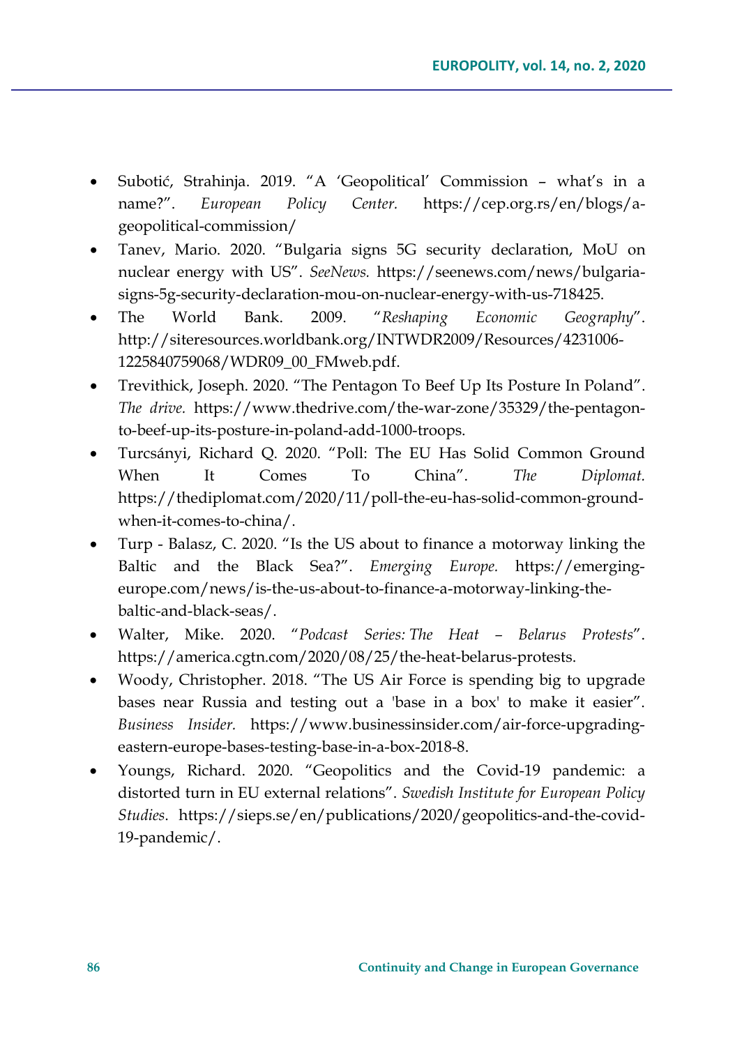- Subotić, Strahinja. 2019. "A 'Geopolitical' Commission – what's in a name?". *European Policy Center.* https://cep.org.rs/en/blogs/a-geopolitical-commission/
- Tanev, Mario. 2020. "Bulgaria signs 5G security declaration, MoU on nuclear energy with US". *SeeNews.* https://seenews.com/news/bulgaria-signs-5g-security-declaration-mou-on-nuclear-energy-with-us-718425.
- The World Bank. 2009. "*Reshaping Economic Geography*". http://siteresources.worldbank.org/INTWDR2009/Resources/4231006-1225840759068/WDR09_00_FMweb.pdf.
- Trevithick, Joseph. 2020. "The Pentagon To Beef Up Its Posture In Poland". *The drive.* https://www.thedrive.com/the-war-zone/35329/the-pentagon-to-beef-up-its-posture-in-poland-add-1000-troops.
- Turcsányi, Richard Q. 2020. "Poll: The EU Has Solid Common Ground When It Comes To China". *The Diplomat.* https://thediplomat.com/2020/11/poll-the-eu-has-solid-common-ground-when-it-comes-to-china/.
- Turp - Balasz, C. 2020. "Is the US about to finance a motorway linking the Baltic and the Black Sea?". *Emerging Europe.* https://emerging-europe.com/news/is-the-us-about-to-finance-a-motorway-linking-the-baltic-and-black-seas/.
- Walter, Mike. 2020. "*Podcast Series: The Heat – Belarus Protests*". https://america.cgtn.com/2020/08/25/the-heat-belarus-protests.
- Woody, Christopher. 2018. "The US Air Force is spending big to upgrade bases near Russia and testing out a 'base in a box' to make it easier". *Business Insider.* https://www.businessinsider.com/air-force-upgrading-eastern-europe-bases-testing-base-in-a-box-2018-8.
- Youngs, Richard. 2020. "Geopolitics and the Covid-19 pandemic: a distorted turn in EU external relations". *Swedish Institute for European Policy Studies*. https://sieps.se/en/publications/2020/geopolitics-and-the-covid-19-pandemic/.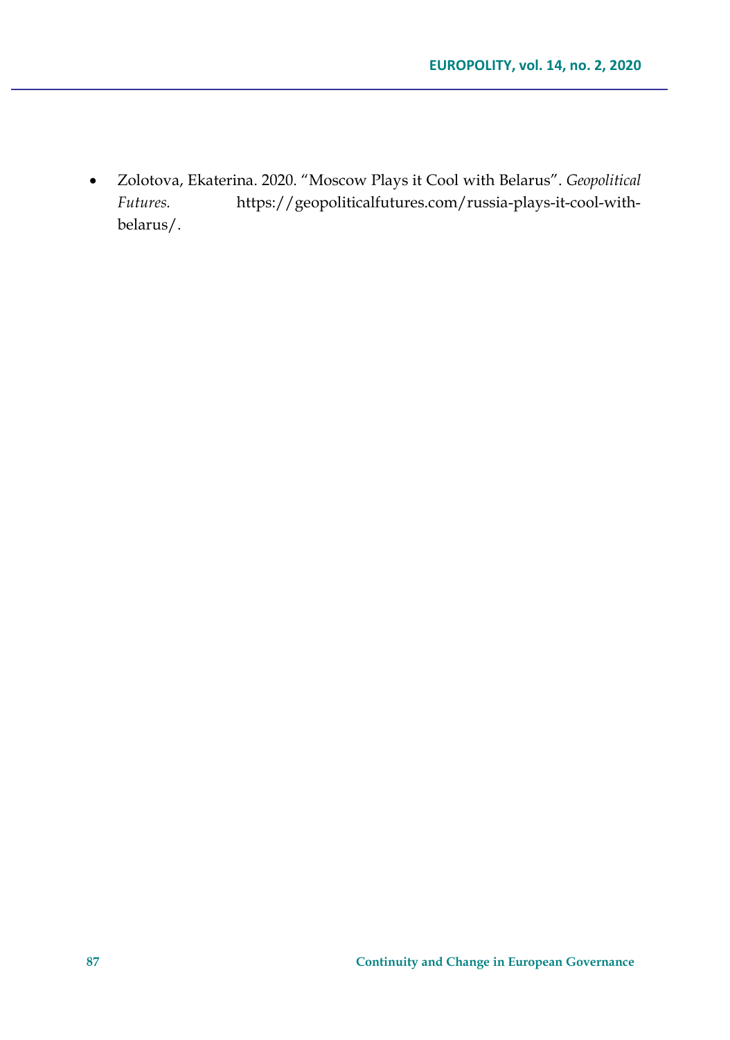- Zolotova, Ekaterina. 2020. "Moscow Plays it Cool with Belarus". *Geopolitical Futures.* https://geopoliticalfutures.com/russia-plays-it-cool-with-belarus/.